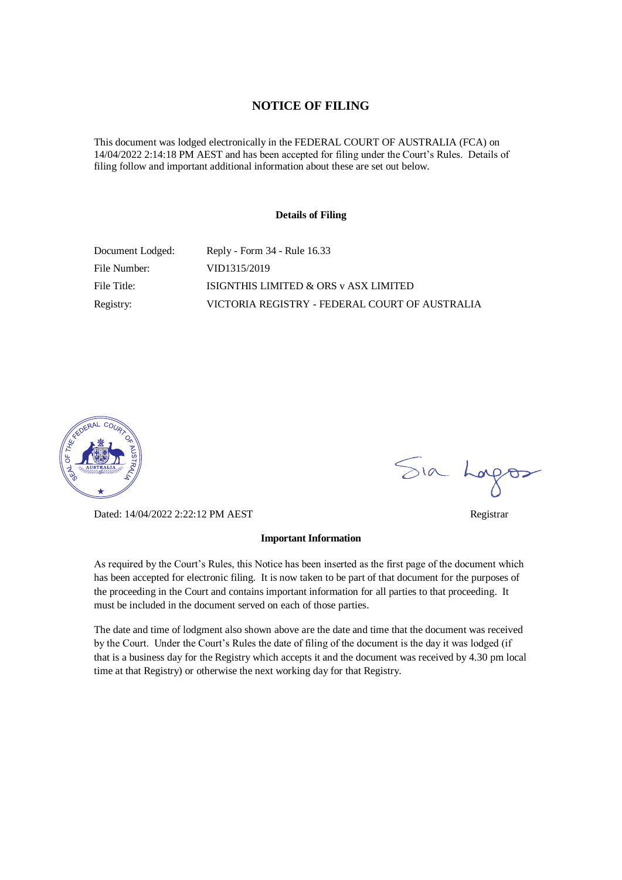# NOTICE OF FILING

This document was lodged electronically in the FEDERAL COURT OF AUSTRALIA (FCA) on 14/04/2022 2:14:18 PM AEST and has been accepted for filing under the Court's Rules. Details of filing follow and important additional information about these are set out below.

### Details of Filing

| | |
|---|---|
| Document Lodged: | Reply - Form 34 - Rule 16.33 |
| File Number: | VID1315/2019 |
| File Title: | ISIGNTHIS LIMITED & ORS v ASX LIMITED |
| Registry: | VICTORIA REGISTRY - FEDERAL COURT OF AUSTRALIA |

Dated: 14/04/2022 2:22:12 PM AEST

Registrar

### Important Information

As required by the Court's Rules, this Notice has been inserted as the first page of the document which has been accepted for electronic filing. It is now taken to be part of that document for the purposes of the proceeding in the Court and contains important information for all parties to that proceeding. It must be included in the document served on each of those parties.

The date and time of lodgment also shown above are the date and time that the document was received by the Court. Under the Court's Rules the date of filing of the document is the day it was lodged (if that is a business day for the Registry which accepts it and the document was received by 4.30 pm local time at that Registry) or otherwise the next working day for that Registry.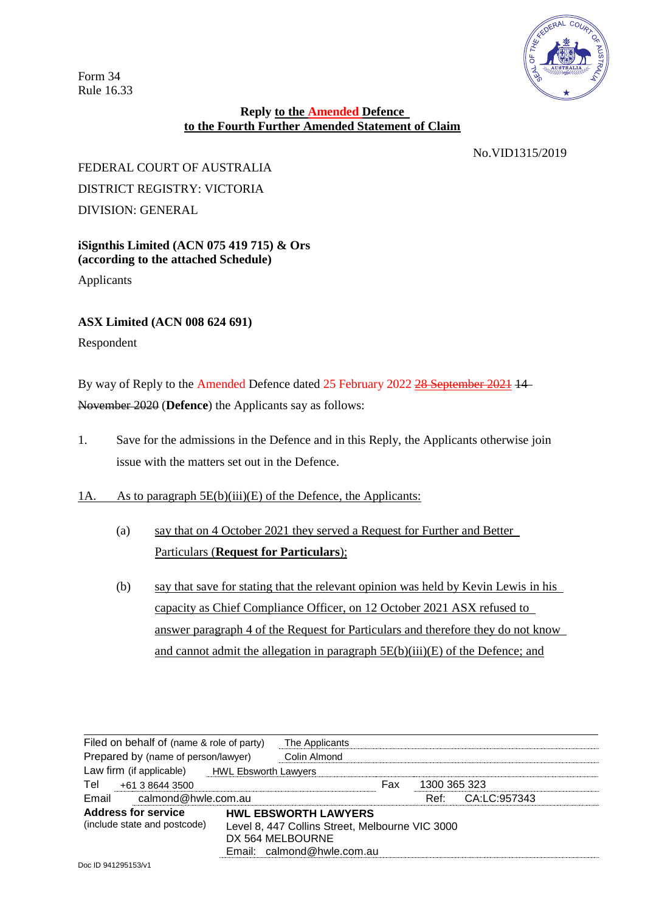Form 34
Rule 16.33

**Reply to the Amended Defence to the Fourth Further Amended Statement of Claim**

No.VID1315/2019

FEDERAL COURT OF AUSTRALIA
DISTRICT REGISTRY: VICTORIA
DIVISION: GENERAL

**iSignthis Limited (ACN 075 419 715) & Ors (according to the attached Schedule)**

Applicants

**ASX Limited (ACN 008 624 691)**

Respondent

By way of Reply to the Amended Defence dated 25 February 2022 ~~28 September 2021~~ ~~14 November 2020~~ (**Defence**) the Applicants say as follows:

1. Save for the admissions in the Defence and in this Reply, the Applicants otherwise join issue with the matters set out in the Defence.

1A. As to paragraph 5E(b)(iii)(E) of the Defence, the Applicants:

  (a) say that on 4 October 2021 they served a Request for Further and Better Particulars (**Request for Particulars**);

  (b) say that save for stating that the relevant opinion was held by Kevin Lewis in his capacity as Chief Compliance Officer, on 12 October 2021 ASX refused to answer paragraph 4 of the Request for Particulars and therefore they do not know and cannot admit the allegation in paragraph 5E(b)(iii)(E) of the Defence; and

| | | | |
|---|---|---|---|
| Filed on behalf of (name & role of party) | The Applicants | | |
| Prepared by (name of person/lawyer) | Colin Almond | | |
| Law firm (if applicable) | HWL Ebsworth Lawyers | | |
| Tel | +61 3 8644 3500 | Fax | 1300 365 323 |
| Email | calmond@hwle.com.au | Ref: | CA:LC:957343 |
| **Address for service** (include state and postcode) | **HWL EBSWORTH LAWYERS** Level 8, 447 Collins Street, Melbourne VIC 3000 DX 564 MELBOURNE Email: calmond@hwle.com.au | | |

Doc ID 941295153/v1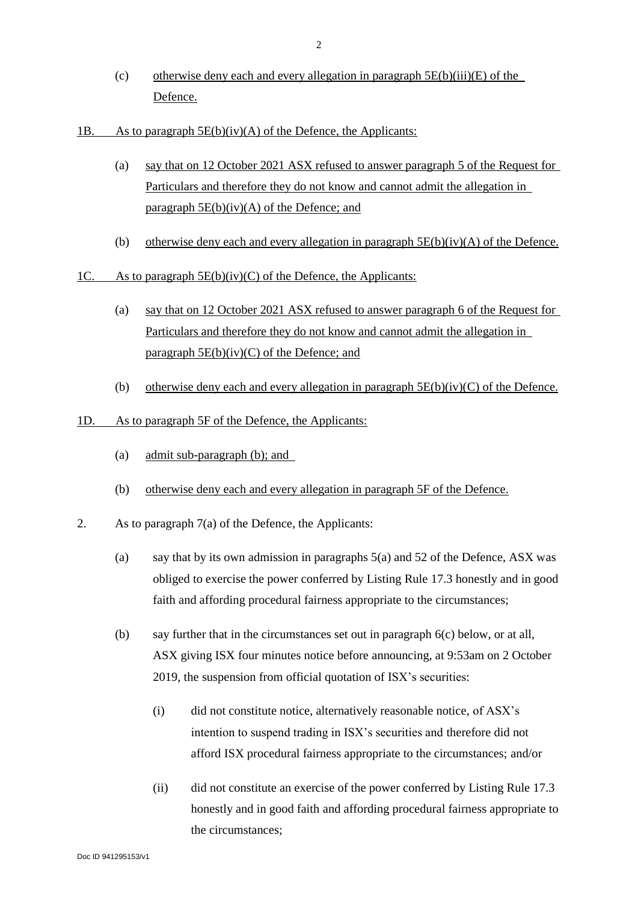(c) otherwise deny each and every allegation in paragraph 5E(b)(iii)(E) of the Defence.

1B. As to paragraph 5E(b)(iv)(A) of the Defence, the Applicants:

(a) say that on 12 October 2021 ASX refused to answer paragraph 5 of the Request for Particulars and therefore they do not know and cannot admit the allegation in paragraph 5E(b)(iv)(A) of the Defence; and

(b) otherwise deny each and every allegation in paragraph 5E(b)(iv)(A) of the Defence.

1C. As to paragraph 5E(b)(iv)(C) of the Defence, the Applicants:

(a) say that on 12 October 2021 ASX refused to answer paragraph 6 of the Request for Particulars and therefore they do not know and cannot admit the allegation in paragraph 5E(b)(iv)(C) of the Defence; and

(b) otherwise deny each and every allegation in paragraph 5E(b)(iv)(C) of the Defence.

1D. As to paragraph 5F of the Defence, the Applicants:

(a) admit sub-paragraph (b); and

(b) otherwise deny each and every allegation in paragraph 5F of the Defence.

2. As to paragraph 7(a) of the Defence, the Applicants:

(a) say that by its own admission in paragraphs 5(a) and 52 of the Defence, ASX was obliged to exercise the power conferred by Listing Rule 17.3 honestly and in good faith and affording procedural fairness appropriate to the circumstances;

(b) say further that in the circumstances set out in paragraph 6(c) below, or at all, ASX giving ISX four minutes notice before announcing, at 9:53am on 2 October 2019, the suspension from official quotation of ISX's securities:

(i) did not constitute notice, alternatively reasonable notice, of ASX's intention to suspend trading in ISX's securities and therefore did not afford ISX procedural fairness appropriate to the circumstances; and/or

(ii) did not constitute an exercise of the power conferred by Listing Rule 17.3 honestly and in good faith and affording procedural fairness appropriate to the circumstances;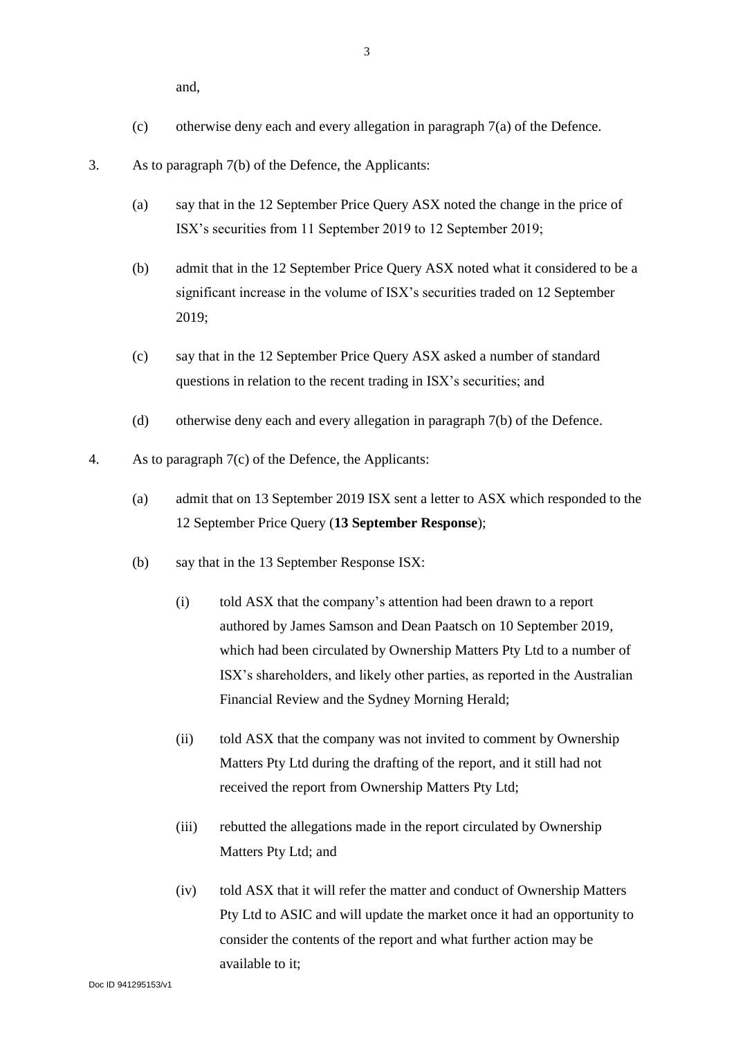and,

(c) otherwise deny each and every allegation in paragraph 7(a) of the Defence.

3. As to paragraph 7(b) of the Defence, the Applicants:

   (a) say that in the 12 September Price Query ASX noted the change in the price of ISX's securities from 11 September 2019 to 12 September 2019;

   (b) admit that in the 12 September Price Query ASX noted what it considered to be a significant increase in the volume of ISX's securities traded on 12 September 2019;

   (c) say that in the 12 September Price Query ASX asked a number of standard questions in relation to the recent trading in ISX's securities; and

   (d) otherwise deny each and every allegation in paragraph 7(b) of the Defence.

4. As to paragraph 7(c) of the Defence, the Applicants:

   (a) admit that on 13 September 2019 ISX sent a letter to ASX which responded to the 12 September Price Query (**13 September Response**);

   (b) say that in the 13 September Response ISX:

      (i) told ASX that the company's attention had been drawn to a report authored by James Samson and Dean Paatsch on 10 September 2019, which had been circulated by Ownership Matters Pty Ltd to a number of ISX's shareholders, and likely other parties, as reported in the Australian Financial Review and the Sydney Morning Herald;

      (ii) told ASX that the company was not invited to comment by Ownership Matters Pty Ltd during the drafting of the report, and it still had not received the report from Ownership Matters Pty Ltd;

      (iii) rebutted the allegations made in the report circulated by Ownership Matters Pty Ltd; and

      (iv) told ASX that it will refer the matter and conduct of Ownership Matters Pty Ltd to ASIC and will update the market once it had an opportunity to consider the contents of the report and what further action may be available to it;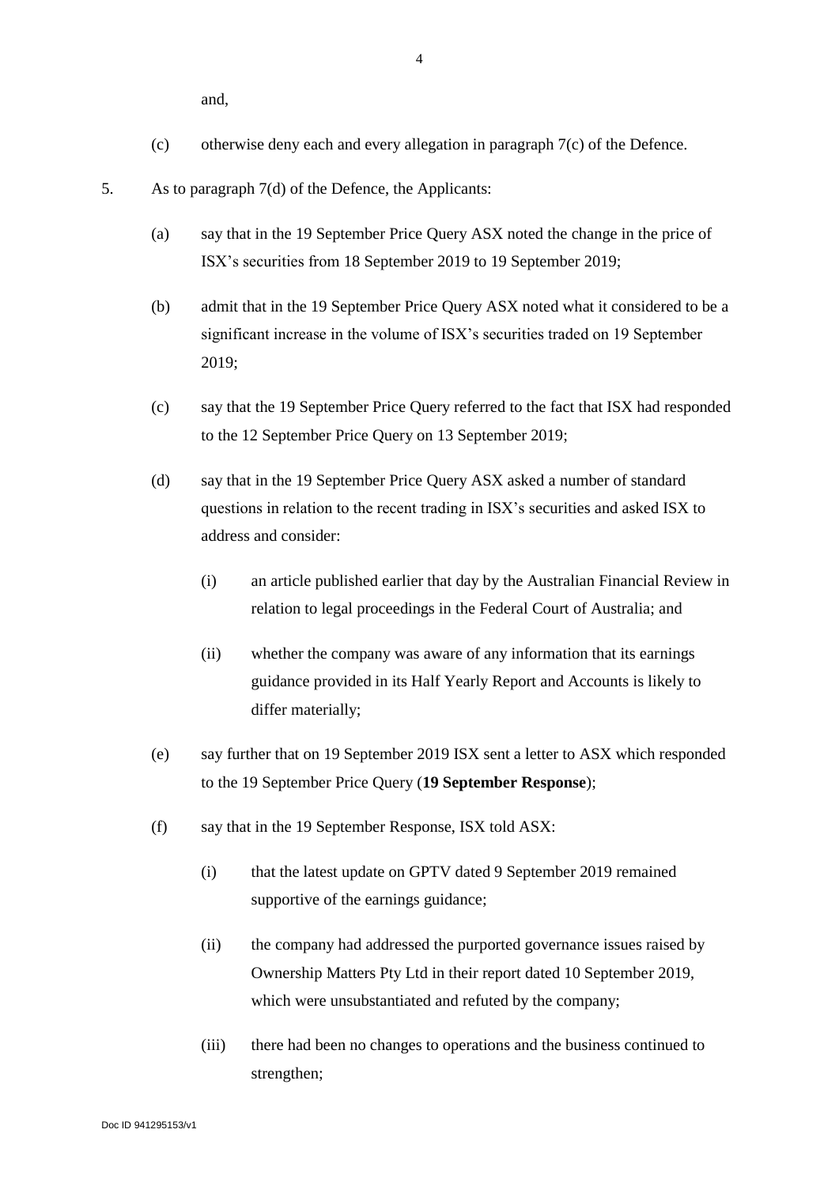and,

(c) otherwise deny each and every allegation in paragraph 7(c) of the Defence.

5. As to paragraph 7(d) of the Defence, the Applicants:

   (a) say that in the 19 September Price Query ASX noted the change in the price of ISX's securities from 18 September 2019 to 19 September 2019;

   (b) admit that in the 19 September Price Query ASX noted what it considered to be a significant increase in the volume of ISX's securities traded on 19 September 2019;

   (c) say that the 19 September Price Query referred to the fact that ISX had responded to the 12 September Price Query on 13 September 2019;

   (d) say that in the 19 September Price Query ASX asked a number of standard questions in relation to the recent trading in ISX's securities and asked ISX to address and consider:

      (i) an article published earlier that day by the Australian Financial Review in relation to legal proceedings in the Federal Court of Australia; and

      (ii) whether the company was aware of any information that its earnings guidance provided in its Half Yearly Report and Accounts is likely to differ materially;

   (e) say further that on 19 September 2019 ISX sent a letter to ASX which responded to the 19 September Price Query (**19 September Response**);

   (f) say that in the 19 September Response, ISX told ASX:

      (i) that the latest update on GPTV dated 9 September 2019 remained supportive of the earnings guidance;

      (ii) the company had addressed the purported governance issues raised by Ownership Matters Pty Ltd in their report dated 10 September 2019, which were unsubstantiated and refuted by the company;

      (iii) there had been no changes to operations and the business continued to strengthen;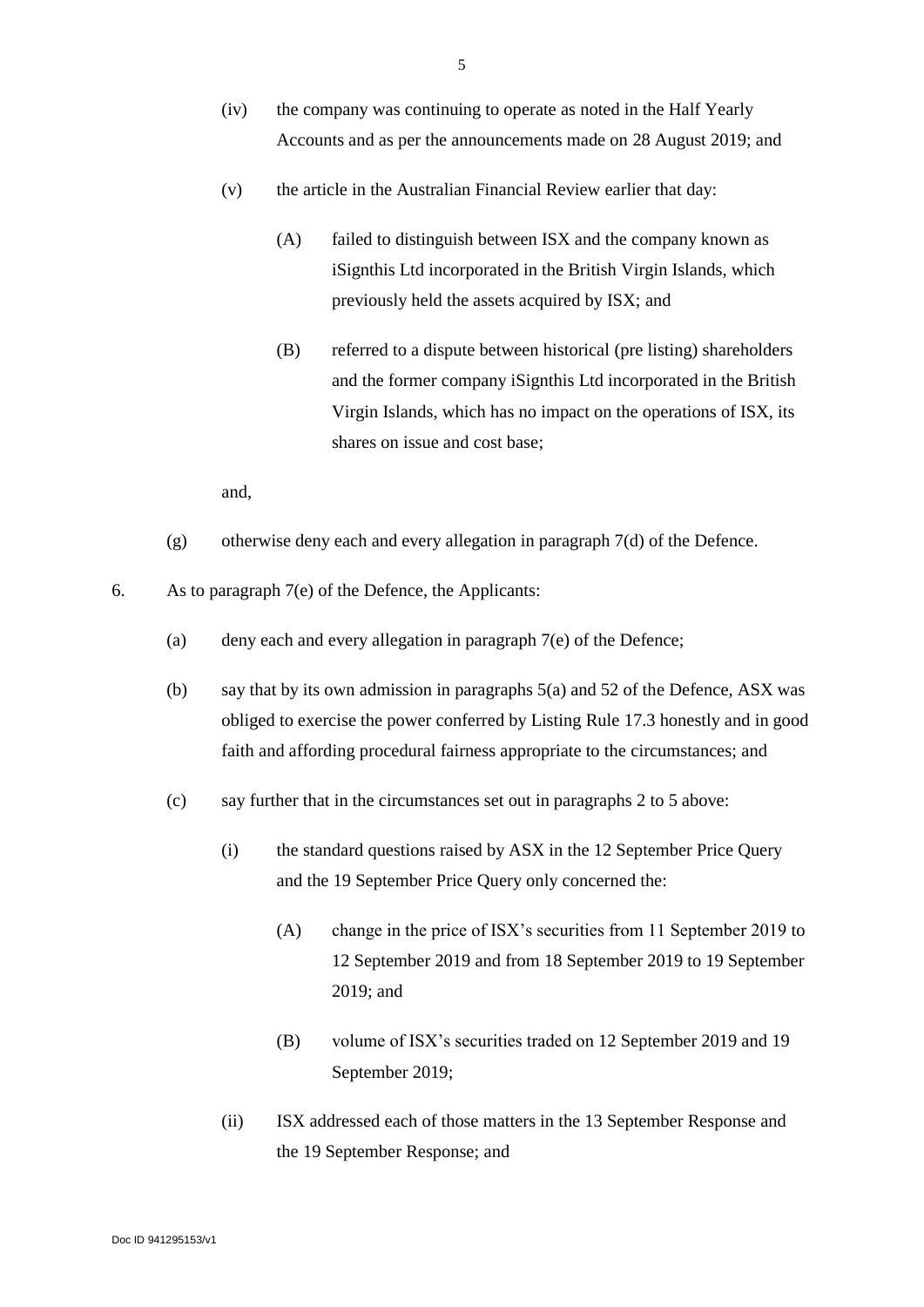(iv) the company was continuing to operate as noted in the Half Yearly Accounts and as per the announcements made on 28 August 2019; and

(v) the article in the Australian Financial Review earlier that day:

(A) failed to distinguish between ISX and the company known as iSignthis Ltd incorporated in the British Virgin Islands, which previously held the assets acquired by ISX; and

(B) referred to a dispute between historical (pre listing) shareholders and the former company iSignthis Ltd incorporated in the British Virgin Islands, which has no impact on the operations of ISX, its shares on issue and cost base;

and,

(g) otherwise deny each and every allegation in paragraph 7(d) of the Defence.

6. As to paragraph 7(e) of the Defence, the Applicants:

(a) deny each and every allegation in paragraph 7(e) of the Defence;

(b) say that by its own admission in paragraphs 5(a) and 52 of the Defence, ASX was obliged to exercise the power conferred by Listing Rule 17.3 honestly and in good faith and affording procedural fairness appropriate to the circumstances; and

(c) say further that in the circumstances set out in paragraphs 2 to 5 above:

(i) the standard questions raised by ASX in the 12 September Price Query and the 19 September Price Query only concerned the:

(A) change in the price of ISX's securities from 11 September 2019 to 12 September 2019 and from 18 September 2019 to 19 September 2019; and

(B) volume of ISX's securities traded on 12 September 2019 and 19 September 2019;

(ii) ISX addressed each of those matters in the 13 September Response and the 19 September Response; and

Doc ID 941295153/v1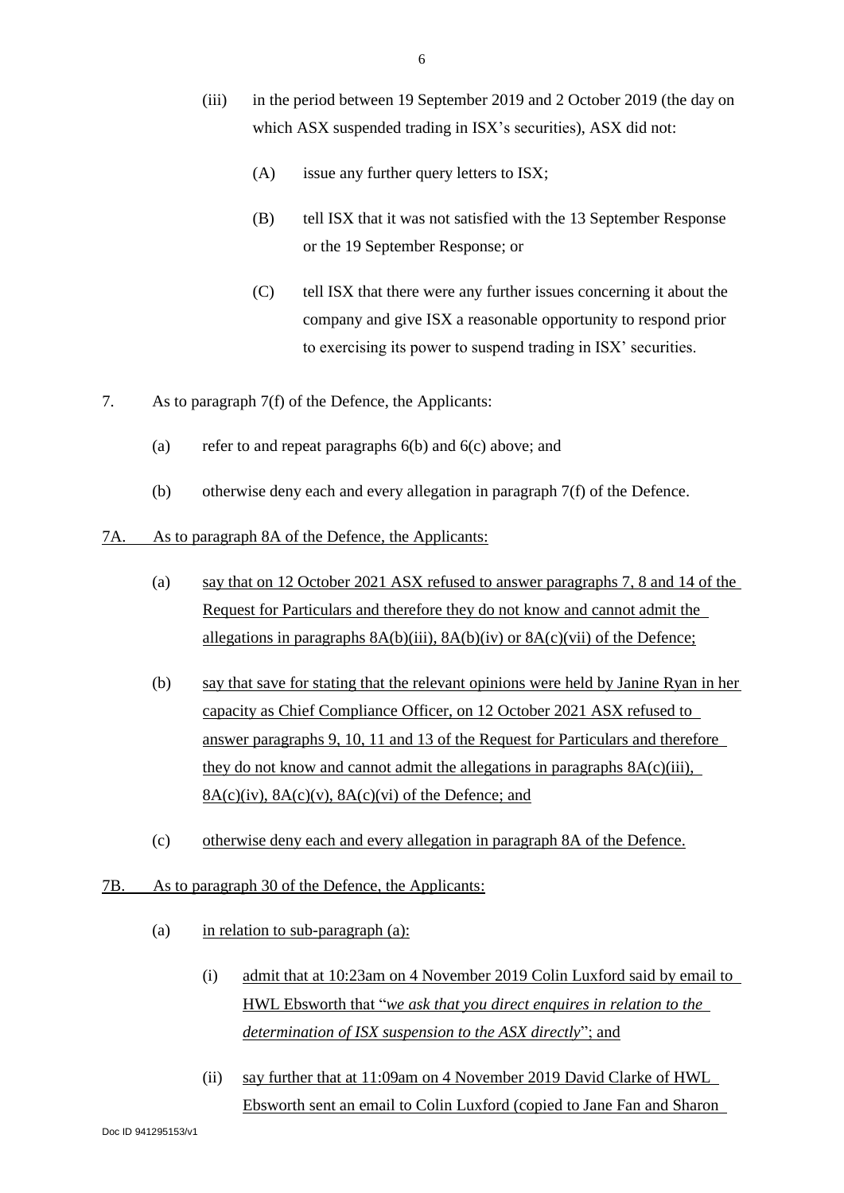(iii) in the period between 19 September 2019 and 2 October 2019 (the day on which ASX suspended trading in ISX's securities), ASX did not:

   (A) issue any further query letters to ISX;

   (B) tell ISX that it was not satisfied with the 13 September Response or the 19 September Response; or

   (C) tell ISX that there were any further issues concerning it about the company and give ISX a reasonable opportunity to respond prior to exercising its power to suspend trading in ISX' securities.

7. As to paragraph 7(f) of the Defence, the Applicants:

   (a) refer to and repeat paragraphs 6(b) and 6(c) above; and

   (b) otherwise deny each and every allegation in paragraph 7(f) of the Defence.

7A. As to paragraph 8A of the Defence, the Applicants:

   (a) say that on 12 October 2021 ASX refused to answer paragraphs 7, 8 and 14 of the Request for Particulars and therefore they do not know and cannot admit the allegations in paragraphs 8A(b)(iii), 8A(b)(iv) or 8A(c)(vii) of the Defence;

   (b) say that save for stating that the relevant opinions were held by Janine Ryan in her capacity as Chief Compliance Officer, on 12 October 2021 ASX refused to answer paragraphs 9, 10, 11 and 13 of the Request for Particulars and therefore they do not know and cannot admit the allegations in paragraphs 8A(c)(iii), 8A(c)(iv), 8A(c)(v), 8A(c)(vi) of the Defence; and

   (c) otherwise deny each and every allegation in paragraph 8A of the Defence.

7B. As to paragraph 30 of the Defence, the Applicants:

   (a) in relation to sub-paragraph (a):

      (i) admit that at 10:23am on 4 November 2019 Colin Luxford said by email to HWL Ebsworth that "*we ask that you direct enquires in relation to the determination of ISX suspension to the ASX directly*"; and

      (ii) say further that at 11:09am on 4 November 2019 David Clarke of HWL Ebsworth sent an email to Colin Luxford (copied to Jane Fan and Sharon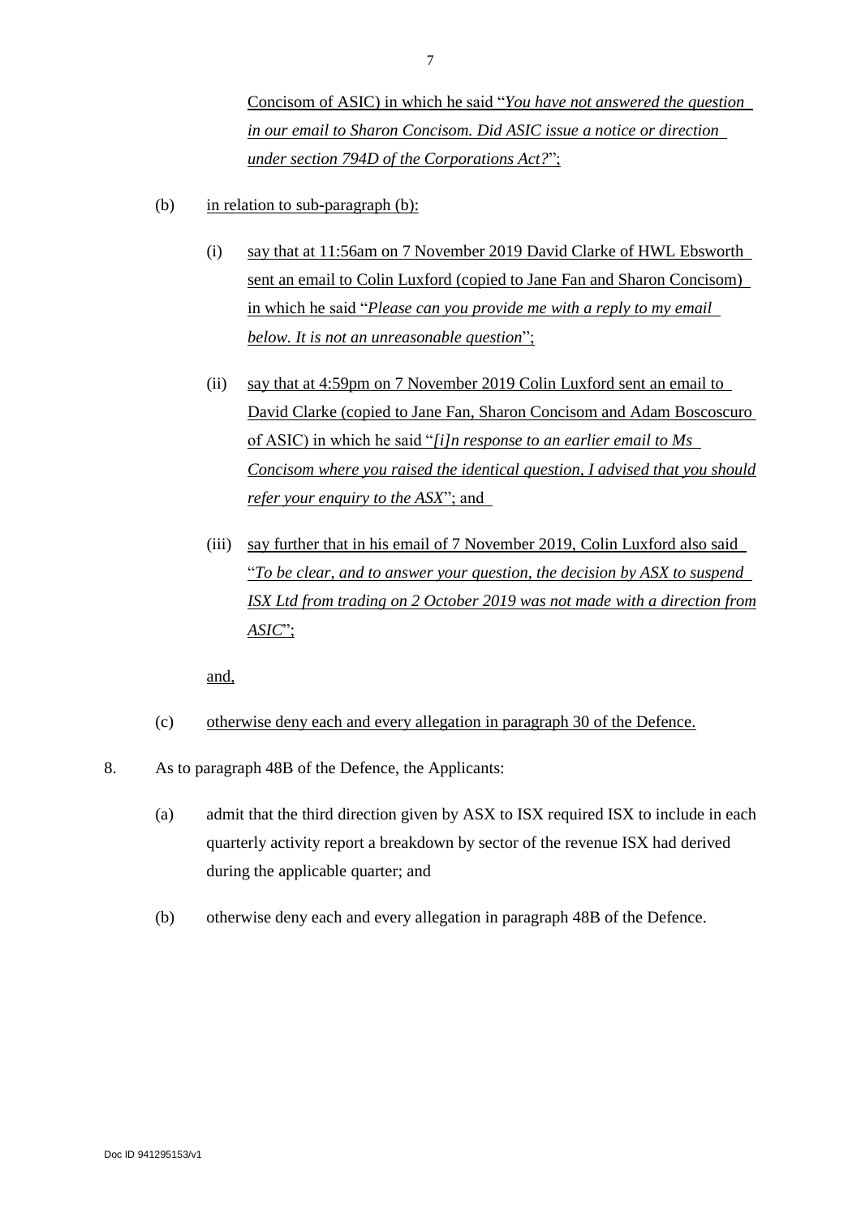Concisom of ASIC) in which he said "*You have not answered the question in our email to Sharon Concisom. Did ASIC issue a notice or direction under section 794D of the Corporations Act?*";

(b) in relation to sub-paragraph (b):

(i) say that at 11:56am on 7 November 2019 David Clarke of HWL Ebsworth sent an email to Colin Luxford (copied to Jane Fan and Sharon Concisom) in which he said "*Please can you provide me with a reply to my email below. It is not an unreasonable question*";

(ii) say that at 4:59pm on 7 November 2019 Colin Luxford sent an email to David Clarke (copied to Jane Fan, Sharon Concisom and Adam Boscoscuro of ASIC) in which he said "*[i]n response to an earlier email to Ms Concisom where you raised the identical question, I advised that you should refer your enquiry to the ASX*"; and

(iii) say further that in his email of 7 November 2019, Colin Luxford also said "*To be clear, and to answer your question, the decision by ASX to suspend ISX Ltd from trading on 2 October 2019 was not made with a direction from ASIC*";

and,

(c) otherwise deny each and every allegation in paragraph 30 of the Defence.

8. As to paragraph 48B of the Defence, the Applicants:

(a) admit that the third direction given by ASX to ISX required ISX to include in each quarterly activity report a breakdown by sector of the revenue ISX had derived during the applicable quarter; and

(b) otherwise deny each and every allegation in paragraph 48B of the Defence.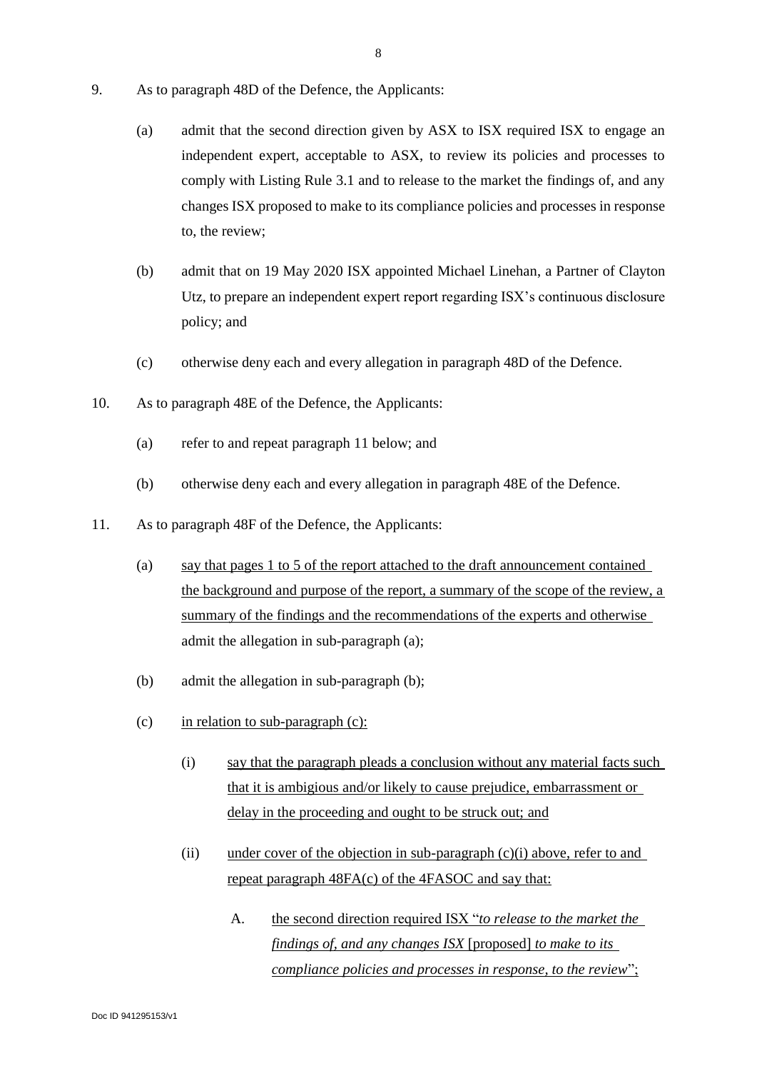9. As to paragraph 48D of the Defence, the Applicants:

   (a) admit that the second direction given by ASX to ISX required ISX to engage an independent expert, acceptable to ASX, to review its policies and processes to comply with Listing Rule 3.1 and to release to the market the findings of, and any changes ISX proposed to make to its compliance policies and processes in response to, the review;

   (b) admit that on 19 May 2020 ISX appointed Michael Linehan, a Partner of Clayton Utz, to prepare an independent expert report regarding ISX's continuous disclosure policy; and

   (c) otherwise deny each and every allegation in paragraph 48D of the Defence.

10. As to paragraph 48E of the Defence, the Applicants:

    (a) refer to and repeat paragraph 11 below; and

    (b) otherwise deny each and every allegation in paragraph 48E of the Defence.

11. As to paragraph 48F of the Defence, the Applicants:

    (a) <u>say that pages 1 to 5 of the report attached to the draft announcement contained the background and purpose of the report, a summary of the scope of the review, a summary of the findings and the recommendations of the experts and otherwise</u> admit the allegation in sub-paragraph (a);

    (b) admit the allegation in sub-paragraph (b);

    (c) <u>in relation to sub-paragraph (c):</u>

       (i) <u>say that the paragraph pleads a conclusion without any material facts such that it is ambiguous and/or likely to cause prejudice, embarrassment or delay in the proceeding and ought to be struck out; and</u>

       (ii) <u>under cover of the objection in sub-paragraph (c)(i) above, refer to and repeat paragraph 48FA(c) of the 4FASOC and say that:</u>

          A. <u>the second direction required ISX "*to release to the market the findings of, and any changes ISX* [proposed] *to make to its compliance policies and processes in response, to the review*";</u>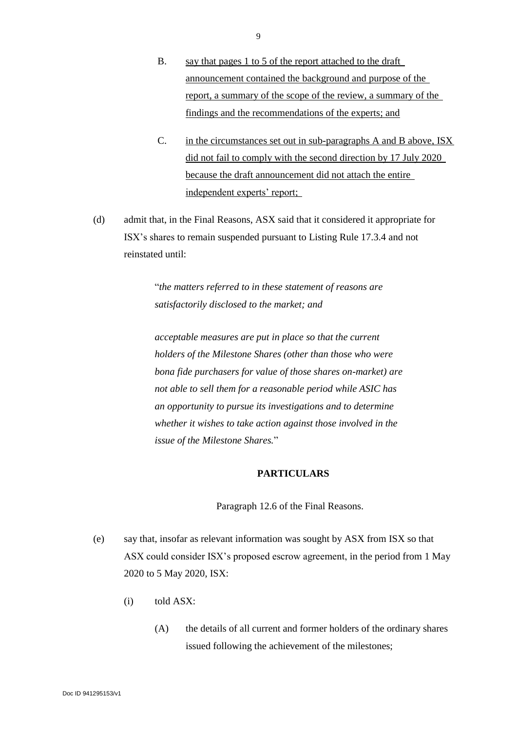B. say that pages 1 to 5 of the report attached to the draft announcement contained the background and purpose of the report, a summary of the scope of the review, a summary of the findings and the recommendations of the experts; and

C. in the circumstances set out in sub-paragraphs A and B above, ISX did not fail to comply with the second direction by 17 July 2020 because the draft announcement did not attach the entire independent experts' report;

(d) admit that, in the Final Reasons, ASX said that it considered it appropriate for ISX's shares to remain suspended pursuant to Listing Rule 17.3.4 and not reinstated until:

> "*the matters referred to in these statement of reasons are satisfactorily disclosed to the market; and*
>
> *acceptable measures are put in place so that the current holders of the Milestone Shares (other than those who were bona fide purchasers for value of those shares on-market) are not able to sell them for a reasonable period while ASIC has an opportunity to pursue its investigations and to determine whether it wishes to take action against those involved in the issue of the Milestone Shares.*"

**PARTICULARS**

Paragraph 12.6 of the Final Reasons.

(e) say that, insofar as relevant information was sought by ASX from ISX so that ASX could consider ISX's proposed escrow agreement, in the period from 1 May 2020 to 5 May 2020, ISX:

(i) told ASX:

(A) the details of all current and former holders of the ordinary shares issued following the achievement of the milestones;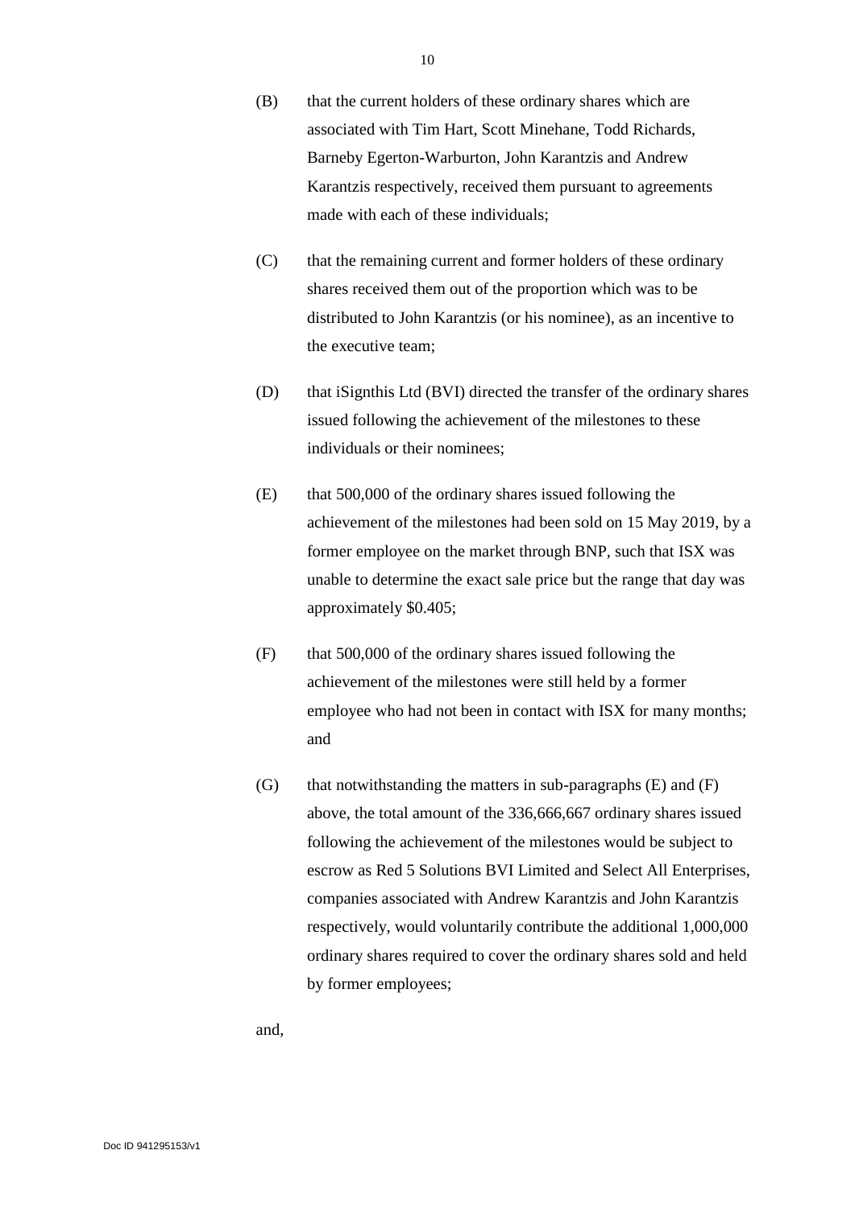(B) that the current holders of these ordinary shares which are associated with Tim Hart, Scott Minehane, Todd Richards, Barneby Egerton-Warburton, John Karantzis and Andrew Karantzis respectively, received them pursuant to agreements made with each of these individuals;

(C) that the remaining current and former holders of these ordinary shares received them out of the proportion which was to be distributed to John Karantzis (or his nominee), as an incentive to the executive team;

(D) that iSignthis Ltd (BVI) directed the transfer of the ordinary shares issued following the achievement of the milestones to these individuals or their nominees;

(E) that 500,000 of the ordinary shares issued following the achievement of the milestones had been sold on 15 May 2019, by a former employee on the market through BNP, such that ISX was unable to determine the exact sale price but the range that day was approximately $0.405;

(F) that 500,000 of the ordinary shares issued following the achievement of the milestones were still held by a former employee who had not been in contact with ISX for many months; and

(G) that notwithstanding the matters in sub-paragraphs (E) and (F) above, the total amount of the 336,666,667 ordinary shares issued following the achievement of the milestones would be subject to escrow as Red 5 Solutions BVI Limited and Select All Enterprises, companies associated with Andrew Karantzis and John Karantzis respectively, would voluntarily contribute the additional 1,000,000 ordinary shares required to cover the ordinary shares sold and held by former employees;

and,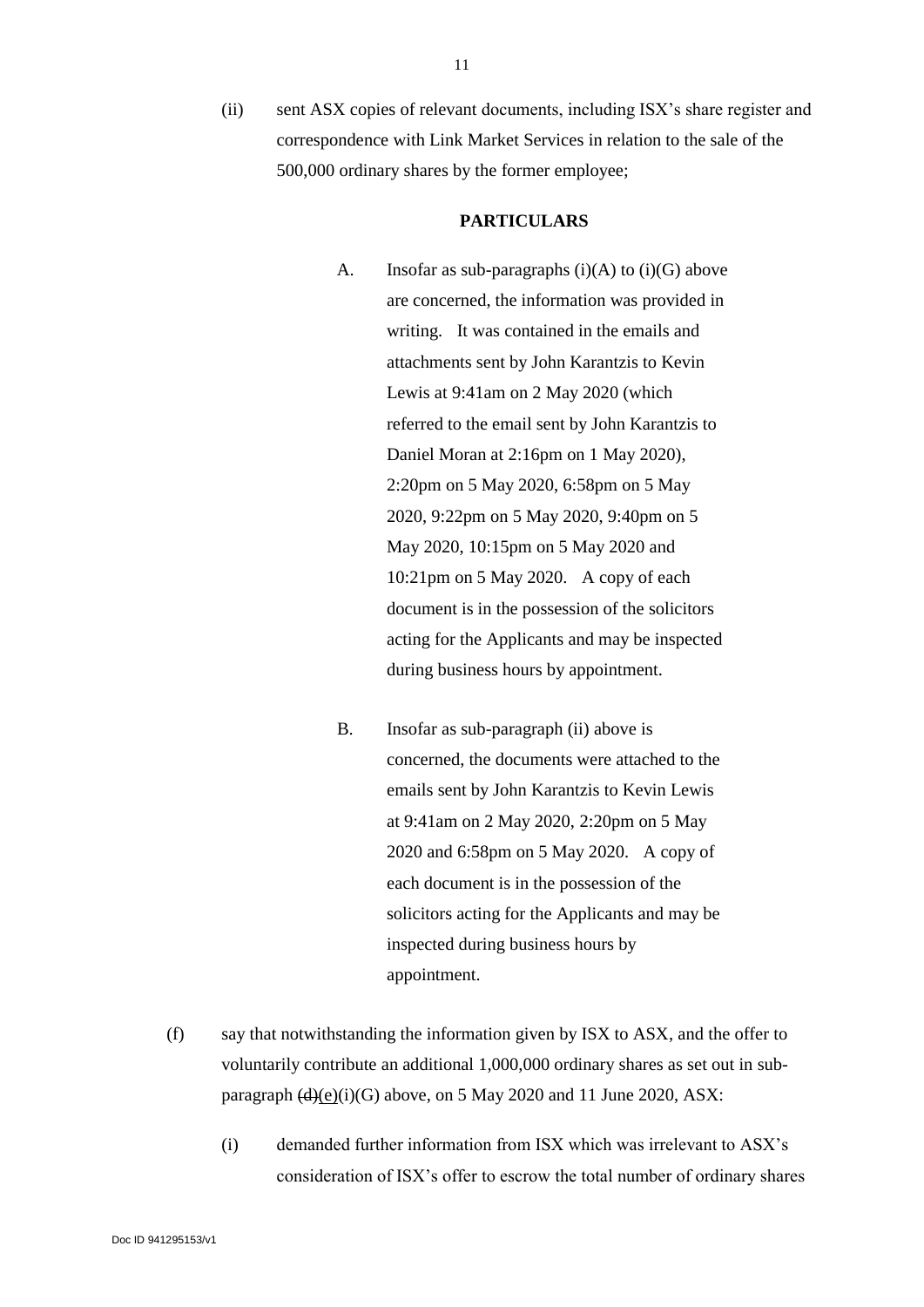(ii) sent ASX copies of relevant documents, including ISX's share register and correspondence with Link Market Services in relation to the sale of the 500,000 ordinary shares by the former employee;

**PARTICULARS**

A. Insofar as sub-paragraphs (i)(A) to (i)(G) above are concerned, the information was provided in writing. It was contained in the emails and attachments sent by John Karantzis to Kevin Lewis at 9:41am on 2 May 2020 (which referred to the email sent by John Karantzis to Daniel Moran at 2:16pm on 1 May 2020), 2:20pm on 5 May 2020, 6:58pm on 5 May 2020, 9:22pm on 5 May 2020, 9:40pm on 5 May 2020, 10:15pm on 5 May 2020 and 10:21pm on 5 May 2020. A copy of each document is in the possession of the solicitors acting for the Applicants and may be inspected during business hours by appointment.

B. Insofar as sub-paragraph (ii) above is concerned, the documents were attached to the emails sent by John Karantzis to Kevin Lewis at 9:41am on 2 May 2020, 2:20pm on 5 May 2020 and 6:58pm on 5 May 2020. A copy of each document is in the possession of the solicitors acting for the Applicants and may be inspected during business hours by appointment.

(f) say that notwithstanding the information given by ISX to ASX, and the offer to voluntarily contribute an additional 1,000,000 ordinary shares as set out in sub-paragraph ~~(d)~~(e)(i)(G) above, on 5 May 2020 and 11 June 2020, ASX:

(i) demanded further information from ISX which was irrelevant to ASX's consideration of ISX's offer to escrow the total number of ordinary shares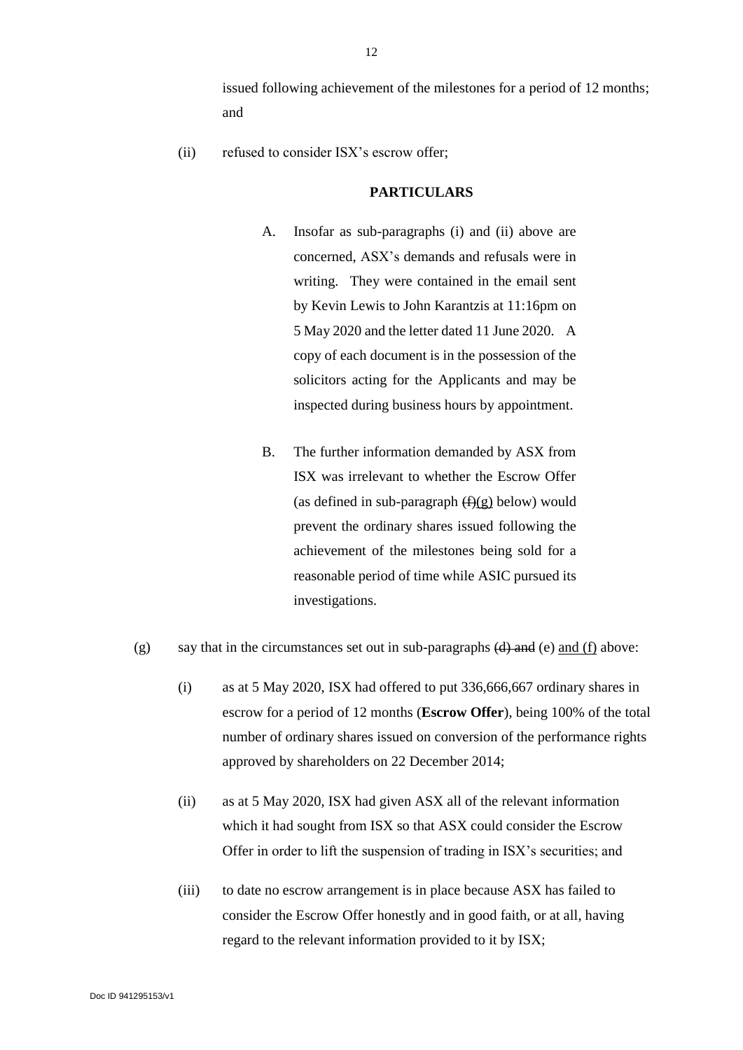issued following achievement of the milestones for a period of 12 months; and

(ii) refused to consider ISX's escrow offer;

**PARTICULARS**

A. Insofar as sub-paragraphs (i) and (ii) above are concerned, ASX's demands and refusals were in writing. They were contained in the email sent by Kevin Lewis to John Karantzis at 11:16pm on 5 May 2020 and the letter dated 11 June 2020. A copy of each document is in the possession of the solicitors acting for the Applicants and may be inspected during business hours by appointment.

B. The further information demanded by ASX from ISX was irrelevant to whether the Escrow Offer (as defined in sub-paragraph ~~(f)~~<u>(g)</u> below) would prevent the ordinary shares issued following the achievement of the milestones being sold for a reasonable period of time while ASIC pursued its investigations.

(g) say that in the circumstances set out in sub-paragraphs ~~(d) and~~ (e) <u>and (f)</u> above:

(i) as at 5 May 2020, ISX had offered to put 336,666,667 ordinary shares in escrow for a period of 12 months (**Escrow Offer**), being 100% of the total number of ordinary shares issued on conversion of the performance rights approved by shareholders on 22 December 2014;

(ii) as at 5 May 2020, ISX had given ASX all of the relevant information which it had sought from ISX so that ASX could consider the Escrow Offer in order to lift the suspension of trading in ISX's securities; and

(iii) to date no escrow arrangement is in place because ASX has failed to consider the Escrow Offer honestly and in good faith, or at all, having regard to the relevant information provided to it by ISX;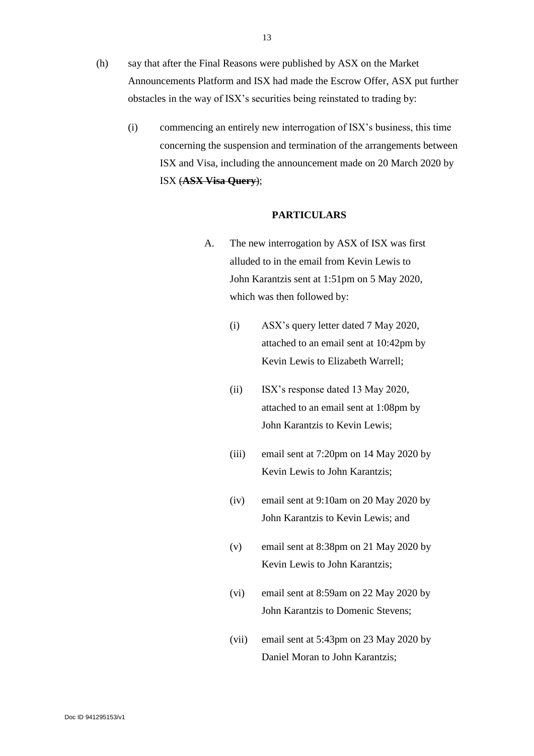(h) say that after the Final Reasons were published by ASX on the Market Announcements Platform and ISX had made the Escrow Offer, ASX put further obstacles in the way of ISX's securities being reinstated to trading by:

   (i) commencing an entirely new interrogation of ISX's business, this time concerning the suspension and termination of the arrangements between ISX and Visa, including the announcement made on 20 March 2020 by ISX (~~**ASX Visa Query**~~);

**PARTICULARS**

A. The new interrogation by ASX of ISX was first alluded to in the email from Kevin Lewis to John Karantzis sent at 1:51pm on 5 May 2020, which was then followed by:

   (i) ASX's query letter dated 7 May 2020, attached to an email sent at 10:42pm by Kevin Lewis to Elizabeth Warrell;

   (ii) ISX's response dated 13 May 2020, attached to an email sent at 1:08pm by John Karantzis to Kevin Lewis;

   (iii) email sent at 7:20pm on 14 May 2020 by Kevin Lewis to John Karantzis;

   (iv) email sent at 9:10am on 20 May 2020 by John Karantzis to Kevin Lewis; and

   (v) email sent at 8:38pm on 21 May 2020 by Kevin Lewis to John Karantzis;

   (vi) email sent at 8:59am on 22 May 2020 by John Karantzis to Domenic Stevens;

   (vii) email sent at 5:43pm on 23 May 2020 by Daniel Moran to John Karantzis;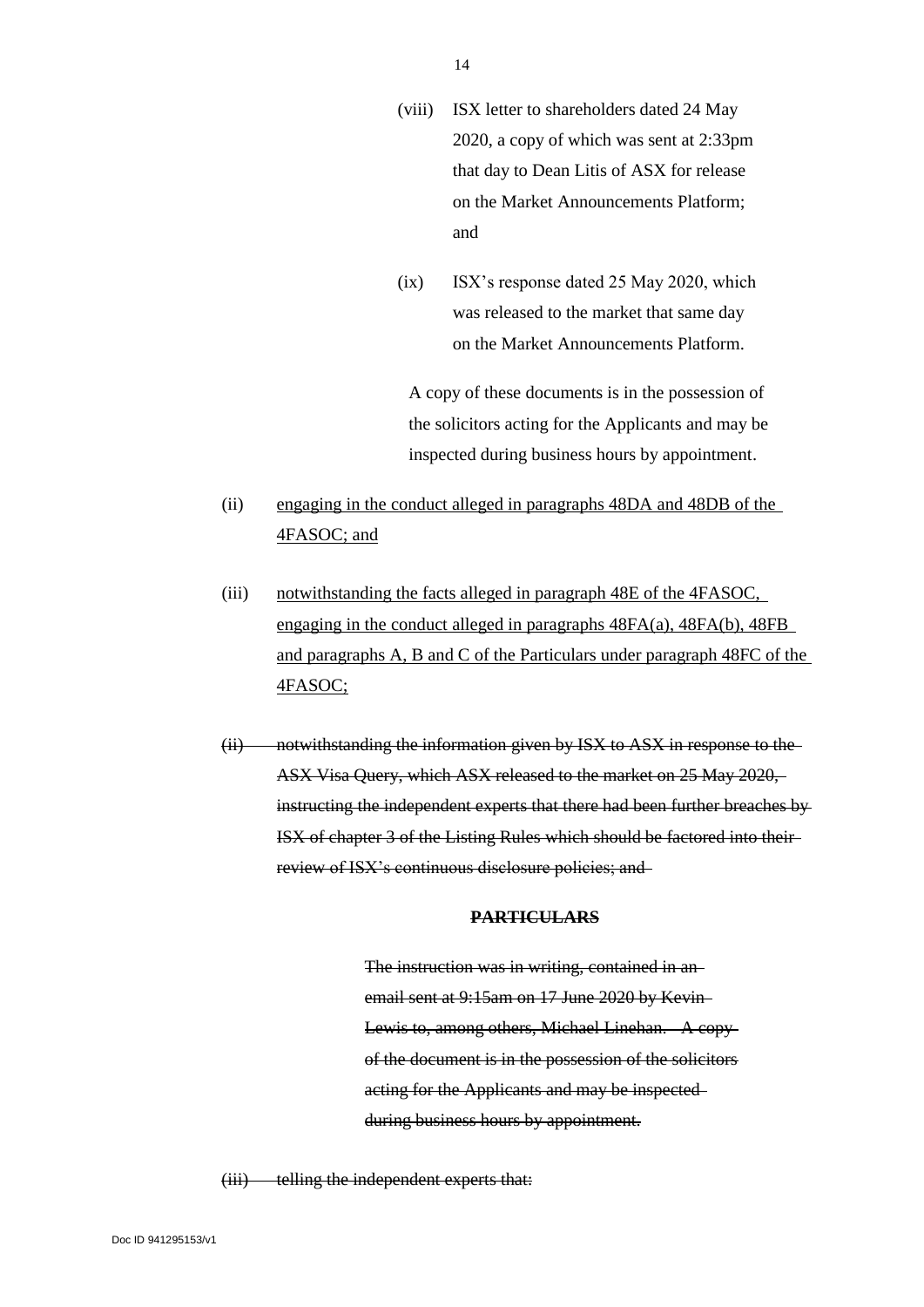(viii) ISX letter to shareholders dated 24 May 2020, a copy of which was sent at 2:33pm that day to Dean Litis of ASX for release on the Market Announcements Platform; and

(ix) ISX's response dated 25 May 2020, which was released to the market that same day on the Market Announcements Platform.

A copy of these documents is in the possession of the solicitors acting for the Applicants and may be inspected during business hours by appointment.

(ii) <u>engaging in the conduct alleged in paragraphs 48DA and 48DB of the 4FASOC; and</u>

(iii) <u>notwithstanding the facts alleged in paragraph 48E of the 4FASOC, engaging in the conduct alleged in paragraphs 48FA(a), 48FA(b), 48FB and paragraphs A, B and C of the Particulars under paragraph 48FC of the 4FASOC;</u>

~~(ii) notwithstanding the information given by ISX to ASX in response to the ASX Visa Query, which ASX released to the market on 25 May 2020, instructing the independent experts that there had been further breaches by ISX of chapter 3 of the Listing Rules which should be factored into their review of ISX's continuous disclosure policies; and~~

**~~PARTICULARS~~**

~~The instruction was in writing, contained in an email sent at 9:15am on 17 June 2020 by Kevin Lewis to, among others, Michael Linehan. A copy of the document is in the possession of the solicitors acting for the Applicants and may be inspected during business hours by appointment.~~

~~(iii) telling the independent experts that:~~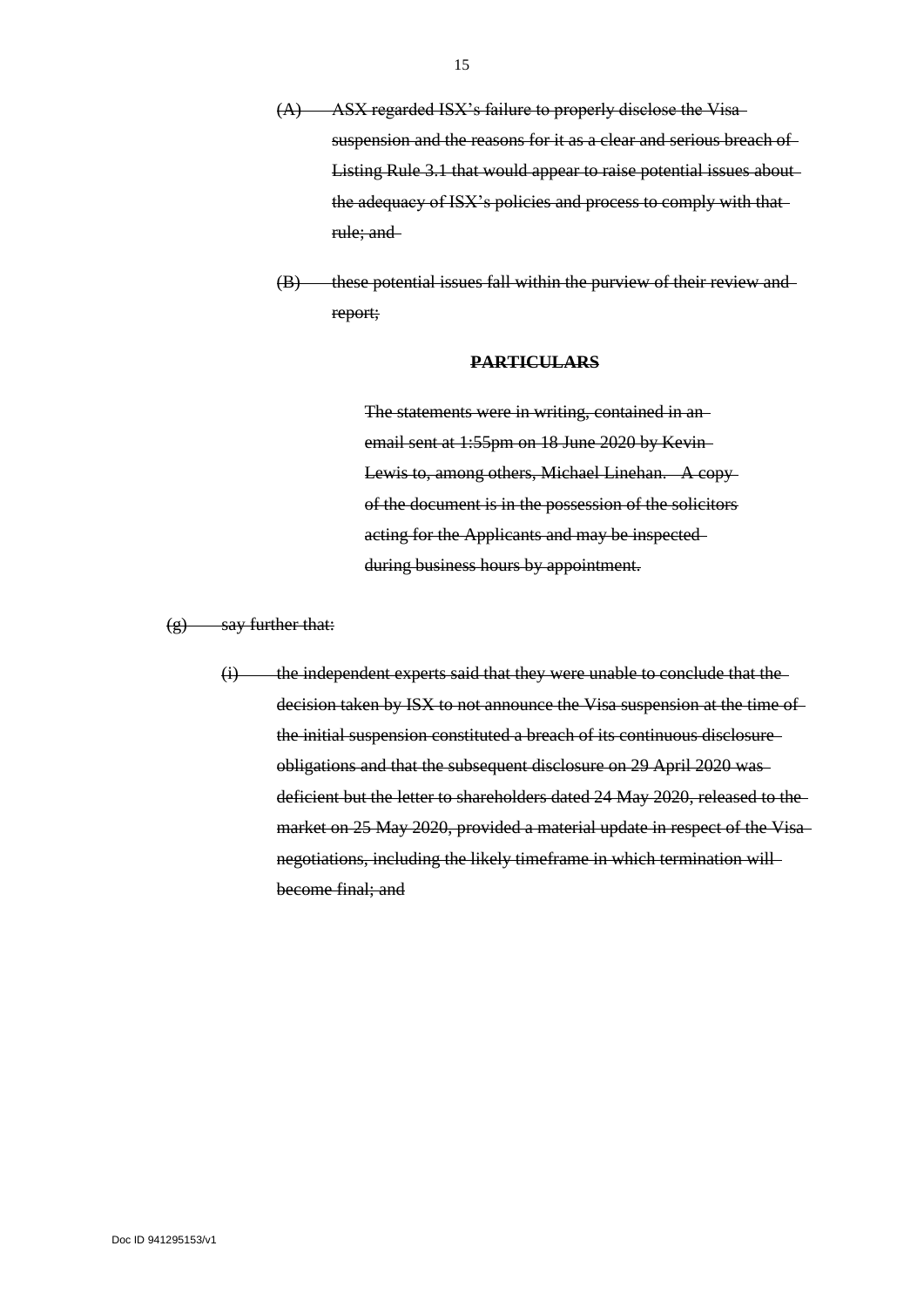~~(A) ASX regarded ISX's failure to properly disclose the Visa suspension and the reasons for it as a clear and serious breach of Listing Rule 3.1 that would appear to raise potential issues about the adequacy of ISX's policies and process to comply with that rule; and~~

~~(B) these potential issues fall within the purview of their review and report;~~

~~**PARTICULARS**~~

~~The statements were in writing, contained in an email sent at 1:55pm on 18 June 2020 by Kevin Lewis to, among others, Michael Linehan. A copy of the document is in the possession of the solicitors acting for the Applicants and may be inspected during business hours by appointment.~~

~~(g) say further that:~~

~~(i) the independent experts said that they were unable to conclude that the decision taken by ISX to not announce the Visa suspension at the time of the initial suspension constituted a breach of its continuous disclosure obligations and that the subsequent disclosure on 29 April 2020 was deficient but the letter to shareholders dated 24 May 2020, released to the market on 25 May 2020, provided a material update in respect of the Visa negotiations, including the likely timeframe in which termination will become final; and~~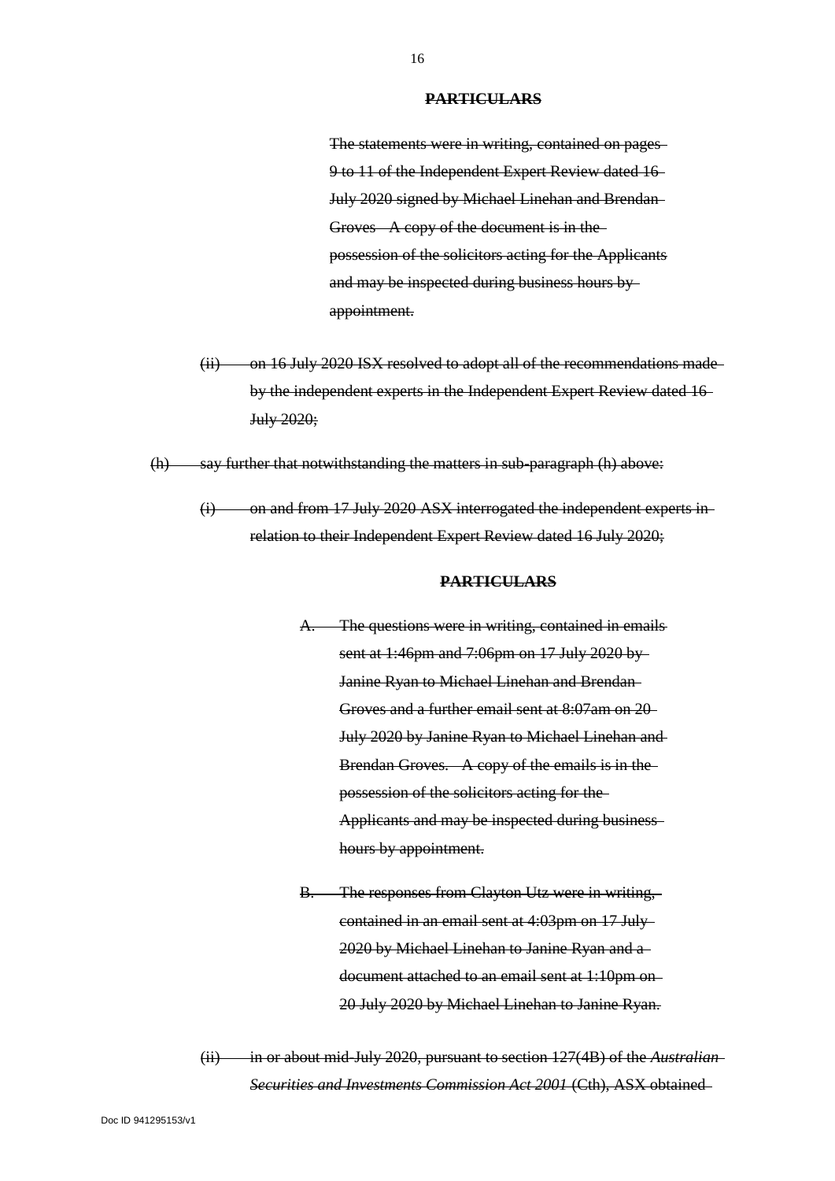**PARTICULARS**

~~The statements were in writing, contained on pages 9 to 11 of the Independent Expert Review dated 16 July 2020 signed by Michael Linehan and Brendan Groves. A copy of the document is in the possession of the solicitors acting for the Applicants and may be inspected during business hours by appointment.~~

~~(ii) on 16 July 2020 ISX resolved to adopt all of the recommendations made by the independent experts in the Independent Expert Review dated 16 July 2020;~~

~~(h) say further that notwithstanding the matters in sub-paragraph (h) above:~~

~~(i) on and from 17 July 2020 ASX interrogated the independent experts in relation to their Independent Expert Review dated 16 July 2020;~~

**PARTICULARS**

~~A. The questions were in writing, contained in emails sent at 1:46pm and 7:06pm on 17 July 2020 by Janine Ryan to Michael Linehan and Brendan Groves and a further email sent at 8:07am on 20 July 2020 by Janine Ryan to Michael Linehan and Brendan Groves. A copy of the emails is in the possession of the solicitors acting for the Applicants and may be inspected during business hours by appointment.~~

~~B. The responses from Clayton Utz were in writing, contained in an email sent at 4:03pm on 17 July 2020 by Michael Linehan to Janine Ryan and a document attached to an email sent at 1:10pm on 20 July 2020 by Michael Linehan to Janine Ryan.~~

~~(ii) in or about mid-July 2020, pursuant to section 127(4B) of the *Australian Securities and Investments Commission Act 2001* (Cth), ASX obtained~~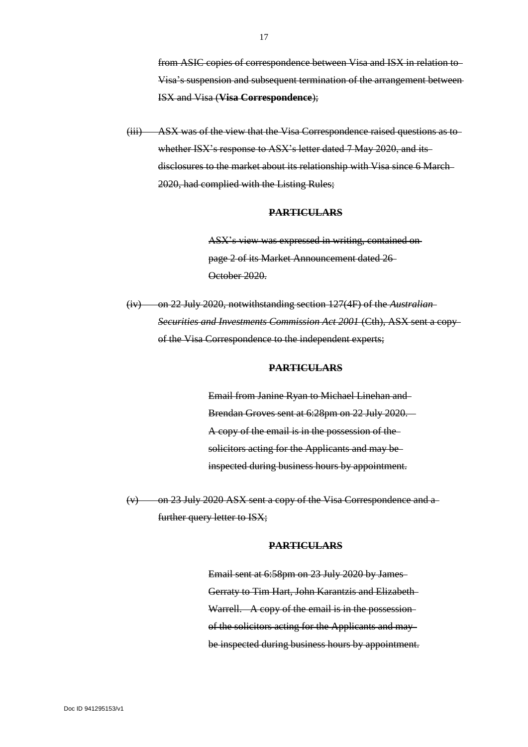~~from ASIC copies of correspondence between Visa and ISX in relation to Visa's suspension and subsequent termination of the arrangement between ISX and Visa (**Visa Correspondence**);~~

~~(iii) ASX was of the view that the Visa Correspondence raised questions as to whether ISX's response to ASX's letter dated 7 May 2020, and its disclosures to the market about its relationship with Visa since 6 March 2020, had complied with the Listing Rules;~~

**~~PARTICULARS~~**

~~ASX's view was expressed in writing, contained on page 2 of its Market Announcement dated 26 October 2020.~~

~~(iv) on 22 July 2020, notwithstanding section 127(4F) of the *Australian Securities and Investments Commission Act 2001* (Cth), ASX sent a copy of the Visa Correspondence to the independent experts;~~

**~~PARTICULARS~~**

~~Email from Janine Ryan to Michael Linehan and Brendan Groves sent at 6:28pm on 22 July 2020. A copy of the email is in the possession of the solicitors acting for the Applicants and may be inspected during business hours by appointment.~~

~~(v) on 23 July 2020 ASX sent a copy of the Visa Correspondence and a further query letter to ISX;~~

**~~PARTICULARS~~**

~~Email sent at 6:58pm on 23 July 2020 by James Gerraty to Tim Hart, John Karantzis and Elizabeth Warrell. A copy of the email is in the possession of the solicitors acting for the Applicants and may be inspected during business hours by appointment.~~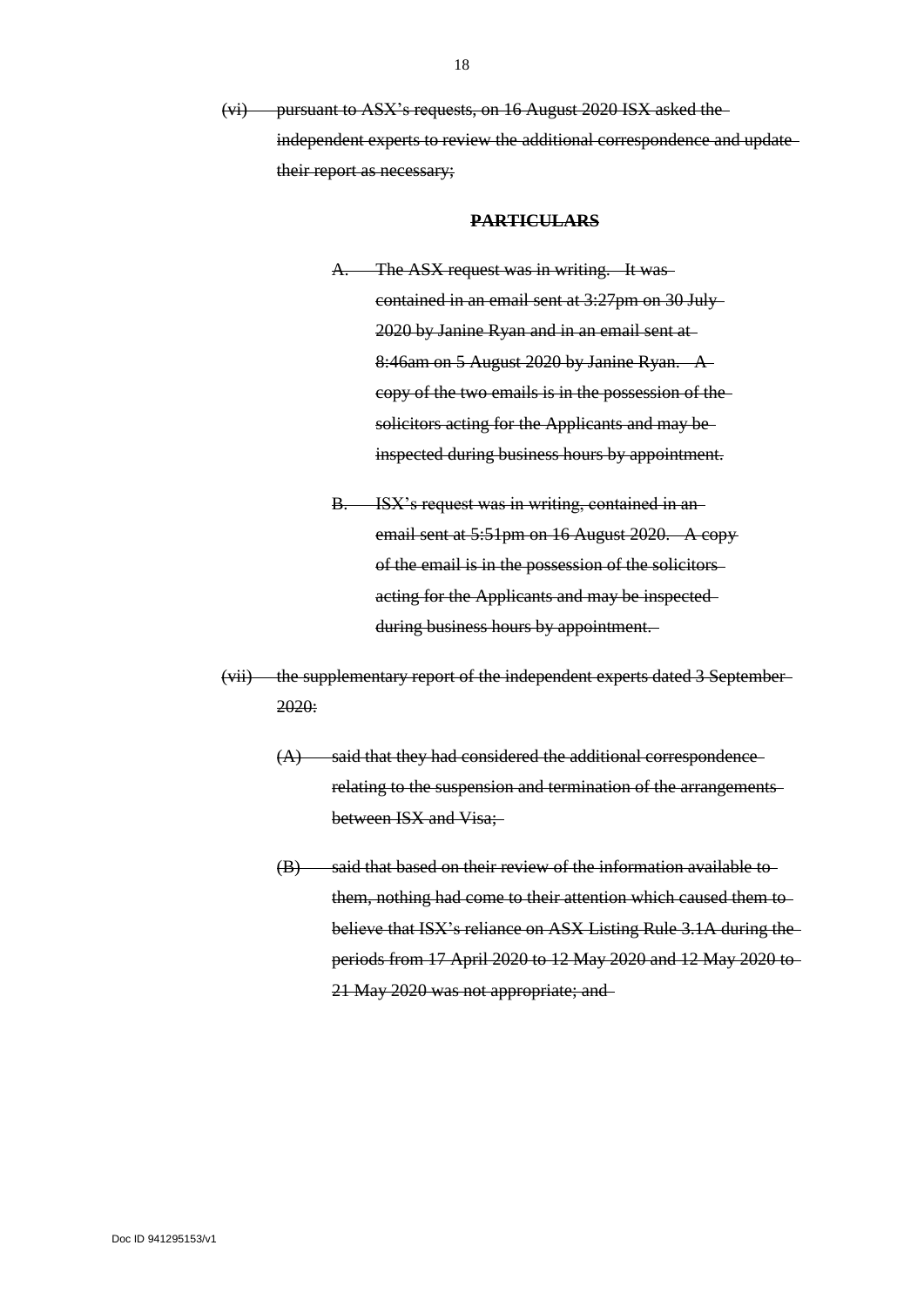(vi) pursuant to ASX's requests, on 16 August 2020 ISX asked the independent experts to review the additional correspondence and update their report as necessary;

**PARTICULARS**

A. The ASX request was in writing. It was contained in an email sent at 3:27pm on 30 July 2020 by Janine Ryan and in an email sent at 8:46am on 5 August 2020 by Janine Ryan. A copy of the two emails is in the possession of the solicitors acting for the Applicants and may be inspected during business hours by appointment.

B. ISX's request was in writing, contained in an email sent at 5:51pm on 16 August 2020. A copy of the email is in the possession of the solicitors acting for the Applicants and may be inspected during business hours by appointment.

(vii) the supplementary report of the independent experts dated 3 September 2020:

(A) said that they had considered the additional correspondence relating to the suspension and termination of the arrangements between ISX and Visa;

(B) said that based on their review of the information available to them, nothing had come to their attention which caused them to believe that ISX's reliance on ASX Listing Rule 3.1A during the periods from 17 April 2020 to 12 May 2020 and 12 May 2020 to 21 May 2020 was not appropriate; and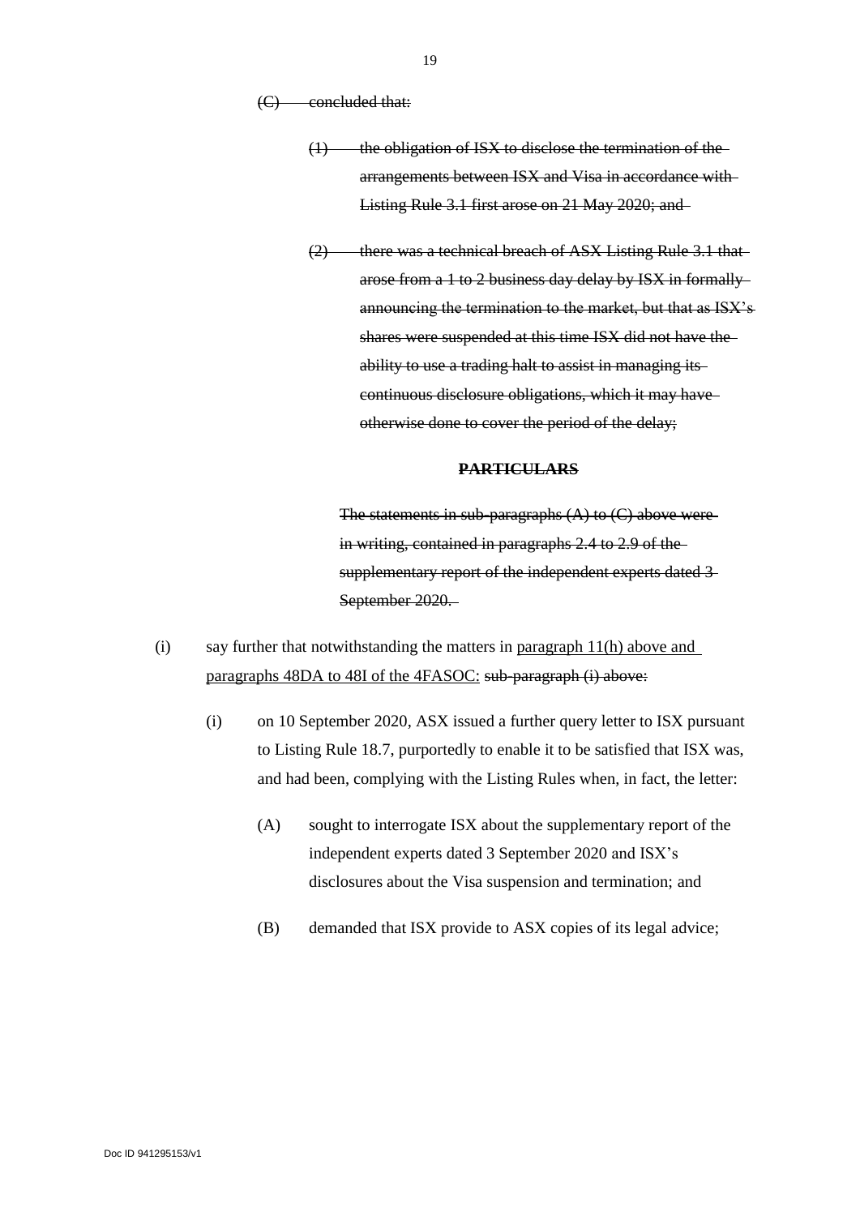~~(C) concluded that:~~

~~(1) the obligation of ISX to disclose the termination of the arrangements between ISX and Visa in accordance with Listing Rule 3.1 first arose on 21 May 2020; and~~

~~(2) there was a technical breach of ASX Listing Rule 3.1 that arose from a 1 to 2 business day delay by ISX in formally announcing the termination to the market, but that as ISX's shares were suspended at this time ISX did not have the ability to use a trading halt to assist in managing its continuous disclosure obligations, which it may have otherwise done to cover the period of the delay;~~

~~**PARTICULARS**~~

~~The statements in sub-paragraphs (A) to (C) above were in writing, contained in paragraphs 2.4 to 2.9 of the supplementary report of the independent experts dated 3 September 2020.~~

(i) say further that notwithstanding the matters in <u>paragraph 11(h) above and paragraphs 48DA to 48I of the 4FASOC:</u> ~~sub-paragraph (i) above:~~

(i) on 10 September 2020, ASX issued a further query letter to ISX pursuant to Listing Rule 18.7, purportedly to enable it to be satisfied that ISX was, and had been, complying with the Listing Rules when, in fact, the letter:

(A) sought to interrogate ISX about the supplementary report of the independent experts dated 3 September 2020 and ISX's disclosures about the Visa suspension and termination; and

(B) demanded that ISX provide to ASX copies of its legal advice;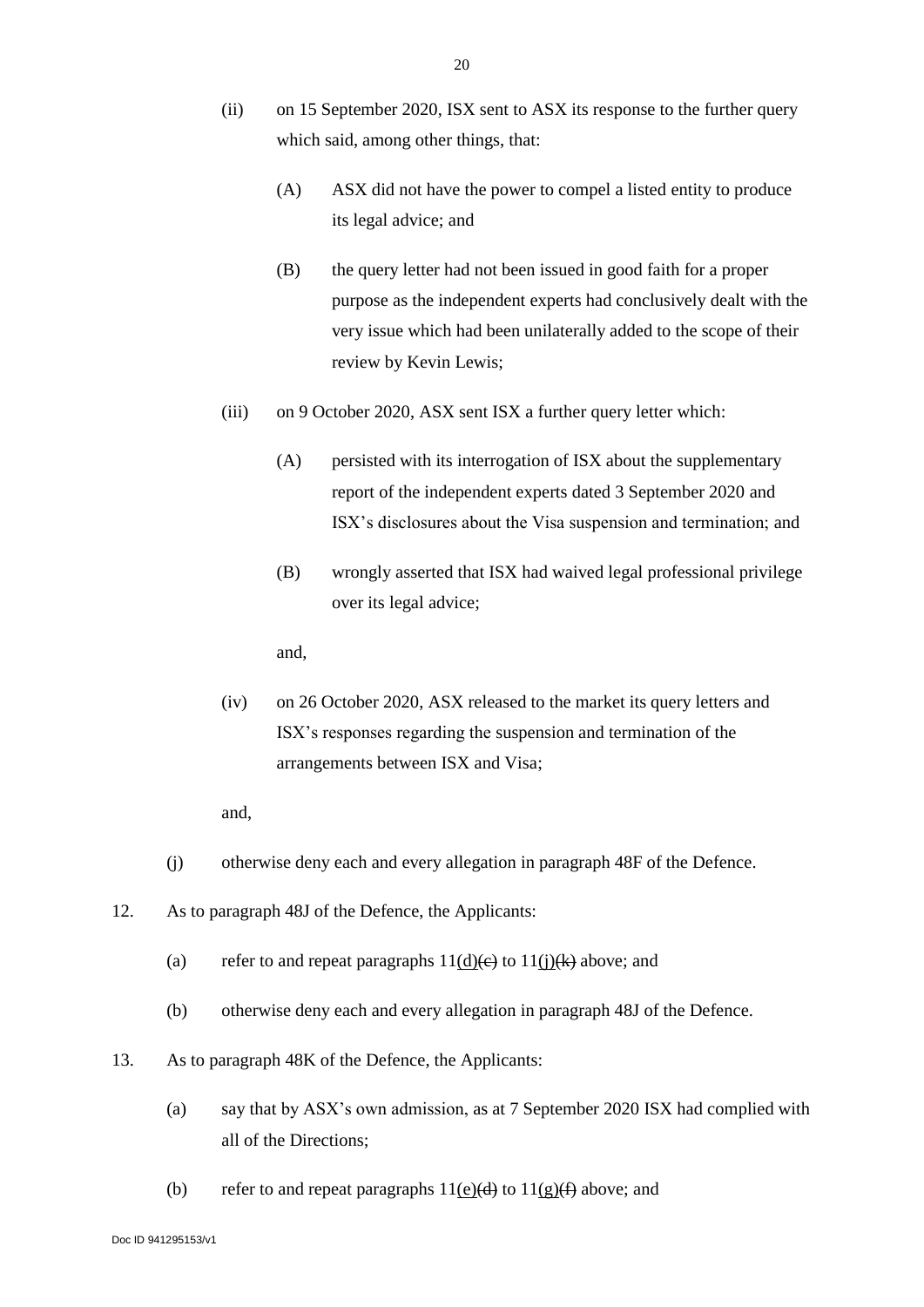(ii) on 15 September 2020, ISX sent to ASX its response to the further query which said, among other things, that:

(A) ASX did not have the power to compel a listed entity to produce its legal advice; and

(B) the query letter had not been issued in good faith for a proper purpose as the independent experts had conclusively dealt with the very issue which had been unilaterally added to the scope of their review by Kevin Lewis;

(iii) on 9 October 2020, ASX sent ISX a further query letter which:

(A) persisted with its interrogation of ISX about the supplementary report of the independent experts dated 3 September 2020 and ISX's disclosures about the Visa suspension and termination; and

(B) wrongly asserted that ISX had waived legal professional privilege over its legal advice;

and,

(iv) on 26 October 2020, ASX released to the market its query letters and ISX's responses regarding the suspension and termination of the arrangements between ISX and Visa;

and,

(j) otherwise deny each and every allegation in paragraph 48F of the Defence.

12. As to paragraph 48J of the Defence, the Applicants:

(a) refer to and repeat paragraphs 11(d)~~(e)~~ to 11(j)~~(k)~~ above; and

(b) otherwise deny each and every allegation in paragraph 48J of the Defence.

13. As to paragraph 48K of the Defence, the Applicants:

(a) say that by ASX's own admission, as at 7 September 2020 ISX had complied with all of the Directions;

(b) refer to and repeat paragraphs 11(e)~~(d)~~ to 11(g)~~(f)~~ above; and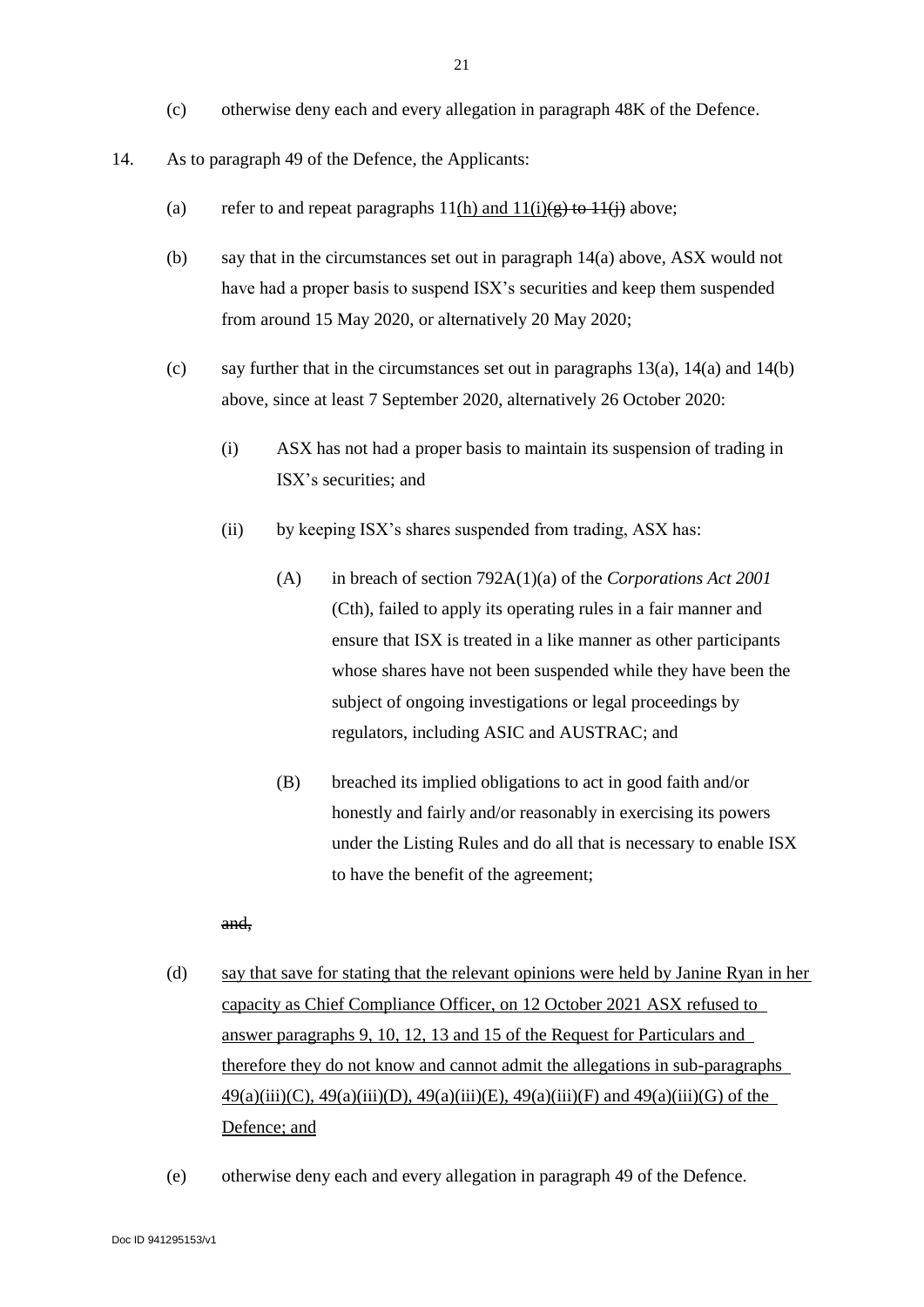(c) otherwise deny each and every allegation in paragraph 48K of the Defence.

14. As to paragraph 49 of the Defence, the Applicants:

(a) refer to and repeat paragraphs 11<u>(h) and 11(i)</u>~~(g) to 11(j)~~ above;

(b) say that in the circumstances set out in paragraph 14(a) above, ASX would not have had a proper basis to suspend ISX's securities and keep them suspended from around 15 May 2020, or alternatively 20 May 2020;

(c) say further that in the circumstances set out in paragraphs 13(a), 14(a) and 14(b) above, since at least 7 September 2020, alternatively 26 October 2020:

(i) ASX has not had a proper basis to maintain its suspension of trading in ISX's securities; and

(ii) by keeping ISX's shares suspended from trading, ASX has:

(A) in breach of section 792A(1)(a) of the *Corporations Act 2001* (Cth), failed to apply its operating rules in a fair manner and ensure that ISX is treated in a like manner as other participants whose shares have not been suspended while they have been the subject of ongoing investigations or legal proceedings by regulators, including ASIC and AUSTRAC; and

(B) breached its implied obligations to act in good faith and/or honestly and fairly and/or reasonably in exercising its powers under the Listing Rules and do all that is necessary to enable ISX to have the benefit of the agreement;

~~and,~~

(d) <u>say that save for stating that the relevant opinions were held by Janine Ryan in her capacity as Chief Compliance Officer, on 12 October 2021 ASX refused to answer paragraphs 9, 10, 12, 13 and 15 of the Request for Particulars and therefore they do not know and cannot admit the allegations in sub-paragraphs 49(a)(iii)(C), 49(a)(iii)(D), 49(a)(iii)(E), 49(a)(iii)(F) and 49(a)(iii)(G) of the Defence; and</u>

(e) otherwise deny each and every allegation in paragraph 49 of the Defence.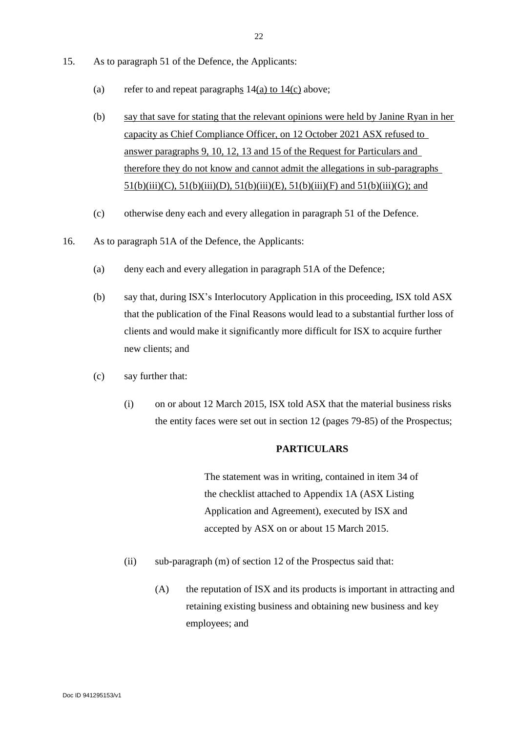15. As to paragraph 51 of the Defence, the Applicants:

    (a) refer to and repeat paragraphs 14(a) to 14(c) above;

    (b) say that save for stating that the relevant opinions were held by Janine Ryan in her capacity as Chief Compliance Officer, on 12 October 2021 ASX refused to answer paragraphs 9, 10, 12, 13 and 15 of the Request for Particulars and therefore they do not know and cannot admit the allegations in sub-paragraphs 51(b)(iii)(C), 51(b)(iii)(D), 51(b)(iii)(E), 51(b)(iii)(F) and 51(b)(iii)(G); and

    (c) otherwise deny each and every allegation in paragraph 51 of the Defence.

16. As to paragraph 51A of the Defence, the Applicants:

    (a) deny each and every allegation in paragraph 51A of the Defence;

    (b) say that, during ISX's Interlocutory Application in this proceeding, ISX told ASX that the publication of the Final Reasons would lead to a substantial further loss of clients and would make it significantly more difficult for ISX to acquire further new clients; and

    (c) say further that:

        (i) on or about 12 March 2015, ISX told ASX that the material business risks the entity faces were set out in section 12 (pages 79-85) of the Prospectus;

        **PARTICULARS**

        The statement was in writing, contained in item 34 of the checklist attached to Appendix 1A (ASX Listing Application and Agreement), executed by ISX and accepted by ASX on or about 15 March 2015.

        (ii) sub-paragraph (m) of section 12 of the Prospectus said that:

            (A) the reputation of ISX and its products is important in attracting and retaining existing business and obtaining new business and key employees; and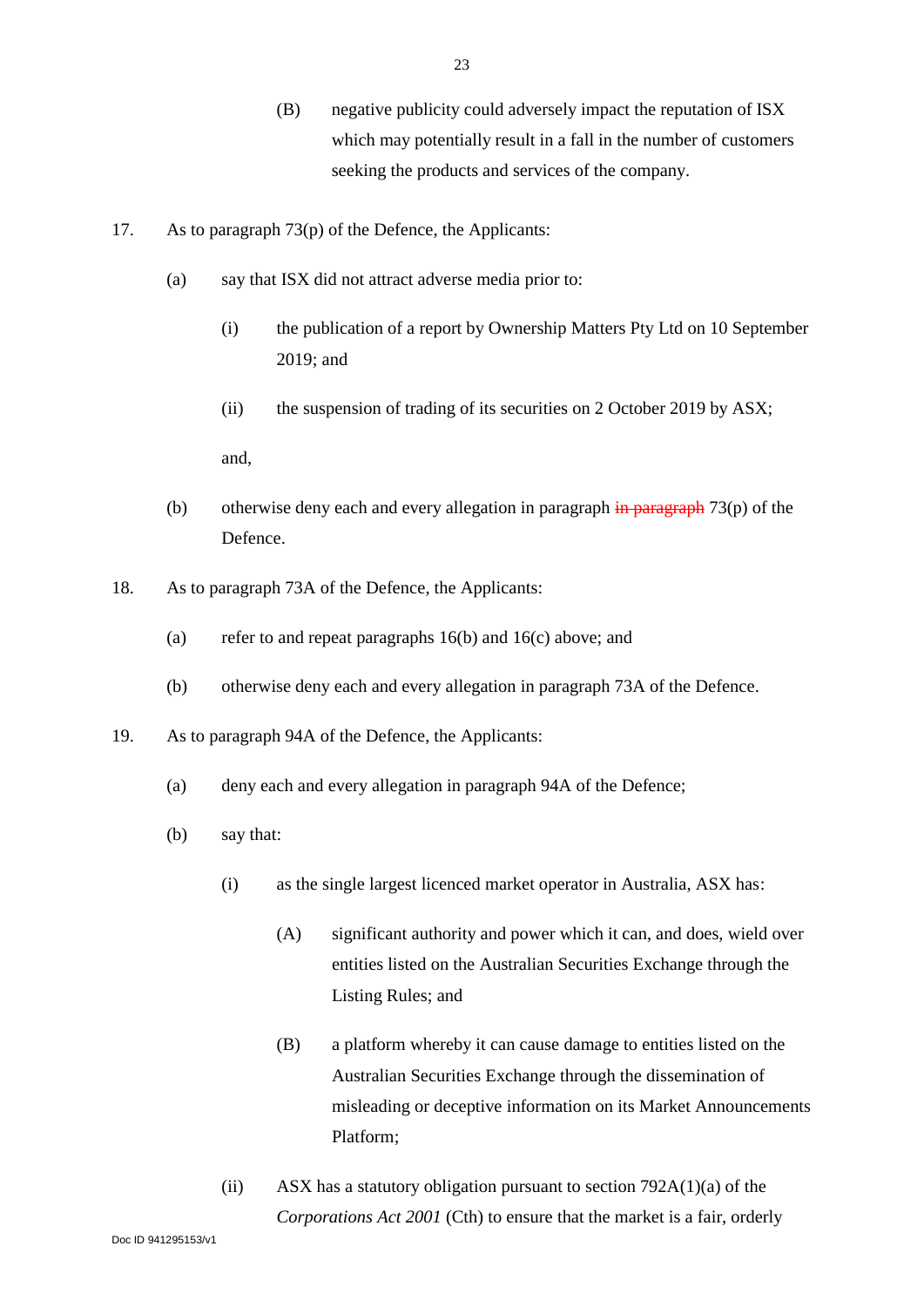(B) negative publicity could adversely impact the reputation of ISX which may potentially result in a fall in the number of customers seeking the products and services of the company.

17. As to paragraph 73(p) of the Defence, the Applicants:

    (a) say that ISX did not attract adverse media prior to:

        (i) the publication of a report by Ownership Matters Pty Ltd on 10 September 2019; and

        (ii) the suspension of trading of its securities on 2 October 2019 by ASX;

        and,

    (b) otherwise deny each and every allegation in paragraph ~~in paragraph~~ 73(p) of the Defence.

18. As to paragraph 73A of the Defence, the Applicants:

    (a) refer to and repeat paragraphs 16(b) and 16(c) above; and

    (b) otherwise deny each and every allegation in paragraph 73A of the Defence.

19. As to paragraph 94A of the Defence, the Applicants:

    (a) deny each and every allegation in paragraph 94A of the Defence;

    (b) say that:

        (i) as the single largest licenced market operator in Australia, ASX has:

            (A) significant authority and power which it can, and does, wield over entities listed on the Australian Securities Exchange through the Listing Rules; and

            (B) a platform whereby it can cause damage to entities listed on the Australian Securities Exchange through the dissemination of misleading or deceptive information on its Market Announcements Platform;

        (ii) ASX has a statutory obligation pursuant to section 792A(1)(a) of the *Corporations Act 2001* (Cth) to ensure that the market is a fair, orderly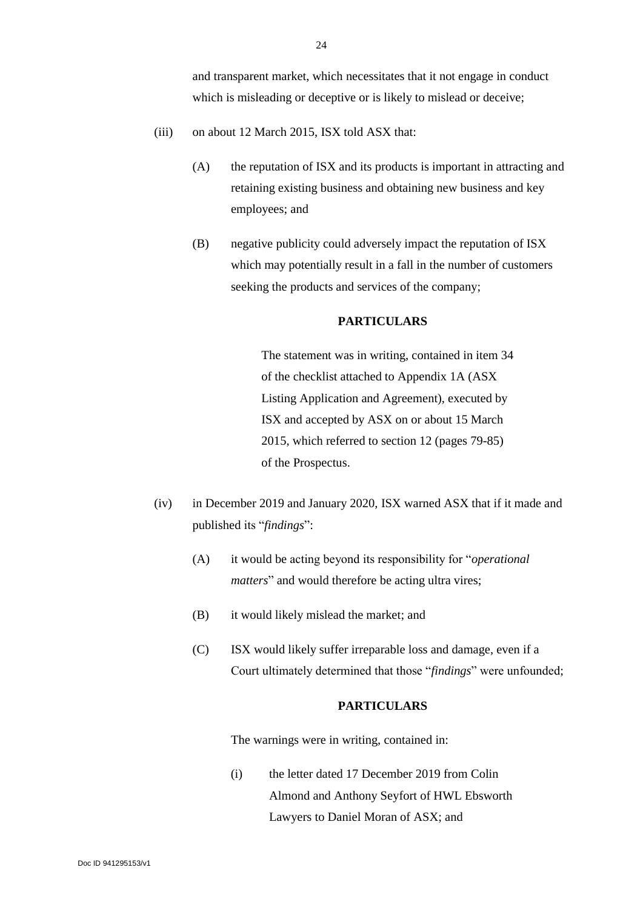and transparent market, which necessitates that it not engage in conduct which is misleading or deceptive or is likely to mislead or deceive;

(iii) on about 12 March 2015, ISX told ASX that:

(A) the reputation of ISX and its products is important in attracting and retaining existing business and obtaining new business and key employees; and

(B) negative publicity could adversely impact the reputation of ISX which may potentially result in a fall in the number of customers seeking the products and services of the company;

**PARTICULARS**

The statement was in writing, contained in item 34 of the checklist attached to Appendix 1A (ASX Listing Application and Agreement), executed by ISX and accepted by ASX on or about 15 March 2015, which referred to section 12 (pages 79-85) of the Prospectus.

(iv) in December 2019 and January 2020, ISX warned ASX that if it made and published its "*findings*":

(A) it would be acting beyond its responsibility for "*operational matters*" and would therefore be acting ultra vires;

(B) it would likely mislead the market; and

(C) ISX would likely suffer irreparable loss and damage, even if a Court ultimately determined that those "*findings*" were unfounded;

**PARTICULARS**

The warnings were in writing, contained in:

(i) the letter dated 17 December 2019 from Colin Almond and Anthony Seyfort of HWL Ebsworth Lawyers to Daniel Moran of ASX; and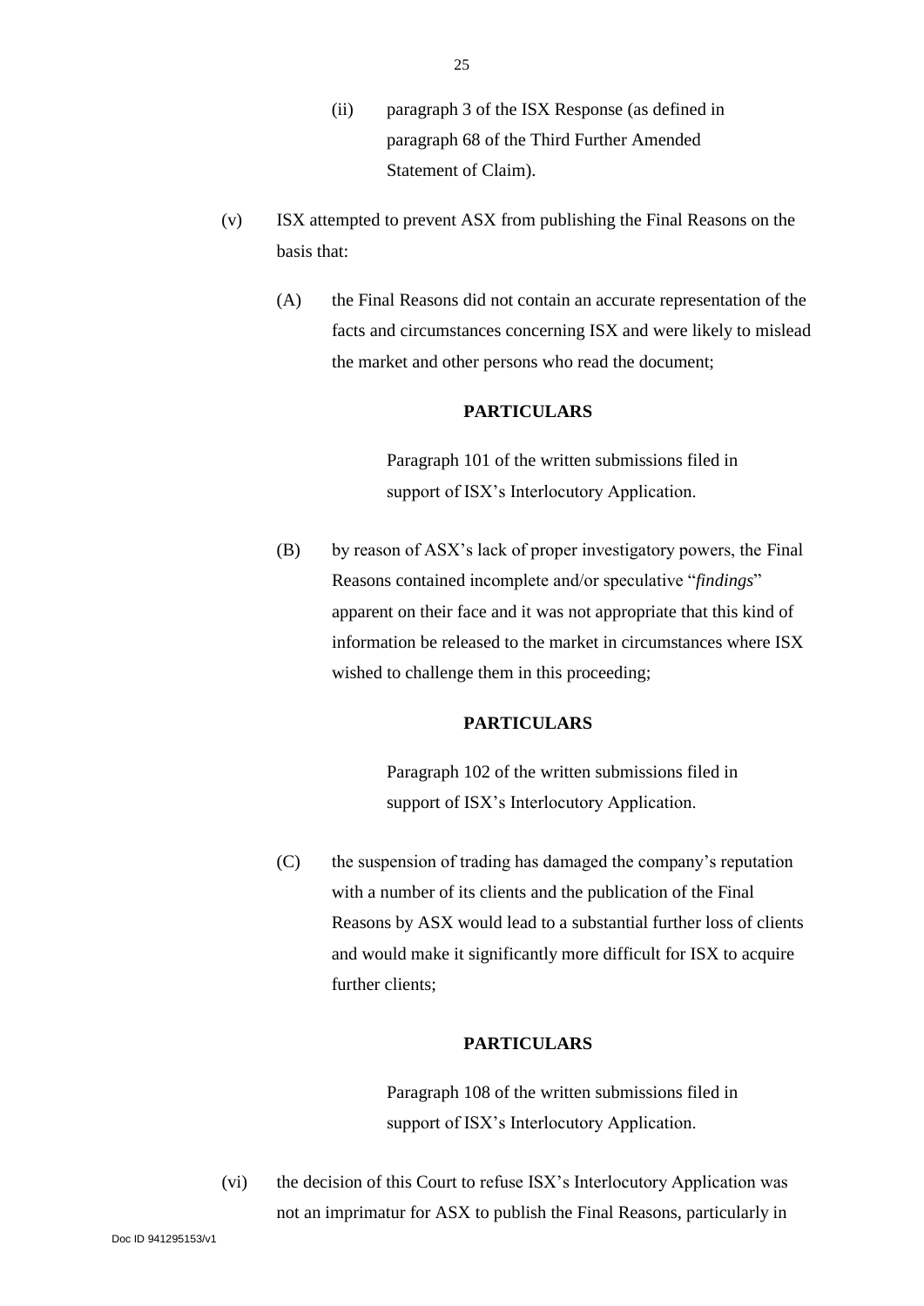(ii) paragraph 3 of the ISX Response (as defined in paragraph 68 of the Third Further Amended Statement of Claim).

(v) ISX attempted to prevent ASX from publishing the Final Reasons on the basis that:

(A) the Final Reasons did not contain an accurate representation of the facts and circumstances concerning ISX and were likely to mislead the market and other persons who read the document;

**PARTICULARS**

Paragraph 101 of the written submissions filed in support of ISX's Interlocutory Application.

(B) by reason of ASX's lack of proper investigatory powers, the Final Reasons contained incomplete and/or speculative "*findings*" apparent on their face and it was not appropriate that this kind of information be released to the market in circumstances where ISX wished to challenge them in this proceeding;

**PARTICULARS**

Paragraph 102 of the written submissions filed in support of ISX's Interlocutory Application.

(C) the suspension of trading has damaged the company's reputation with a number of its clients and the publication of the Final Reasons by ASX would lead to a substantial further loss of clients and would make it significantly more difficult for ISX to acquire further clients;

**PARTICULARS**

Paragraph 108 of the written submissions filed in support of ISX's Interlocutory Application.

(vi) the decision of this Court to refuse ISX's Interlocutory Application was not an imprimatur for ASX to publish the Final Reasons, particularly in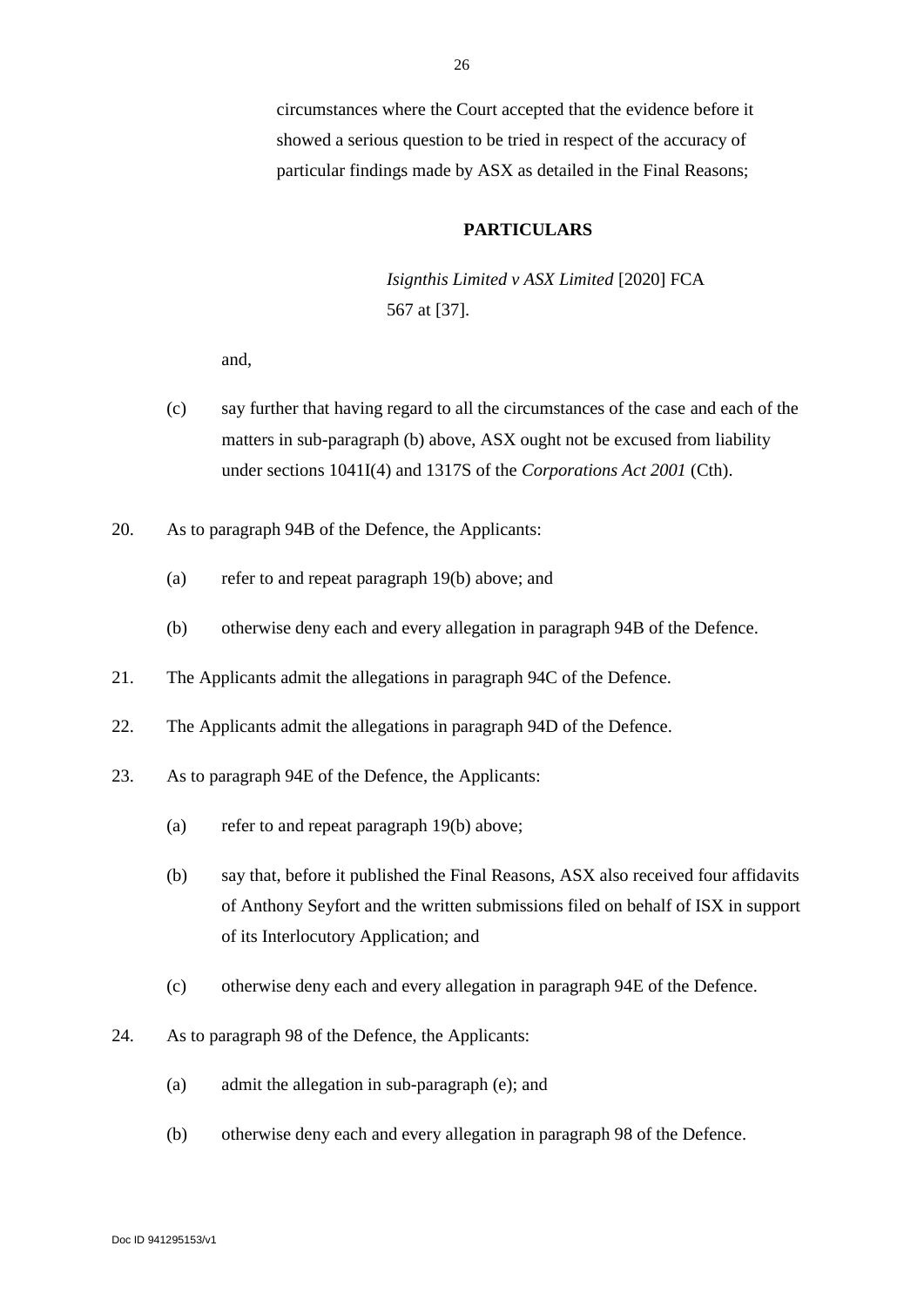circumstances where the Court accepted that the evidence before it showed a serious question to be tried in respect of the accuracy of particular findings made by ASX as detailed in the Final Reasons;

**PARTICULARS**

*Isignthis Limited v ASX Limited* [2020] FCA 567 at [37].

and,

(c) say further that having regard to all the circumstances of the case and each of the matters in sub-paragraph (b) above, ASX ought not be excused from liability under sections 1041I(4) and 1317S of the *Corporations Act 2001* (Cth).

20. As to paragraph 94B of the Defence, the Applicants:

    (a) refer to and repeat paragraph 19(b) above; and

    (b) otherwise deny each and every allegation in paragraph 94B of the Defence.

21. The Applicants admit the allegations in paragraph 94C of the Defence.

22. The Applicants admit the allegations in paragraph 94D of the Defence.

23. As to paragraph 94E of the Defence, the Applicants:

    (a) refer to and repeat paragraph 19(b) above;

    (b) say that, before it published the Final Reasons, ASX also received four affidavits of Anthony Seyfort and the written submissions filed on behalf of ISX in support of its Interlocutory Application; and

    (c) otherwise deny each and every allegation in paragraph 94E of the Defence.

24. As to paragraph 98 of the Defence, the Applicants:

    (a) admit the allegation in sub-paragraph (e); and

    (b) otherwise deny each and every allegation in paragraph 98 of the Defence.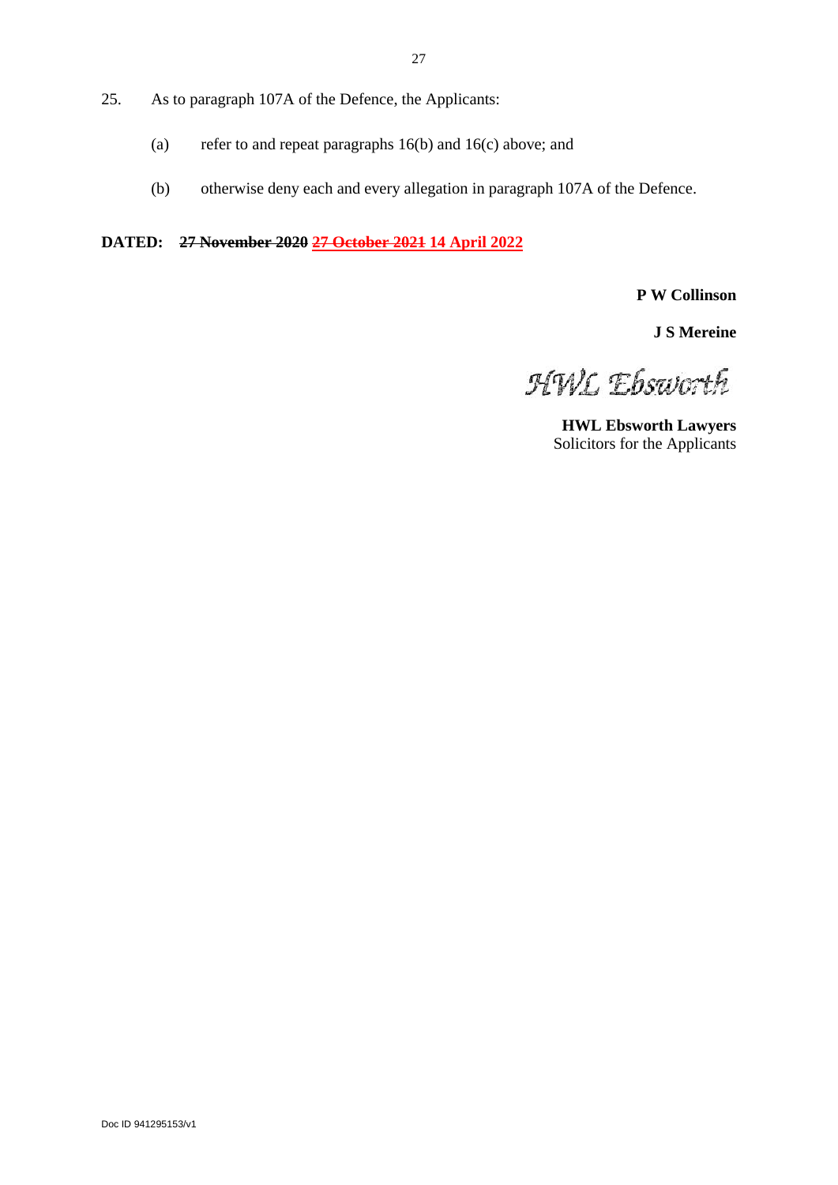25. As to paragraph 107A of the Defence, the Applicants:

    (a) refer to and repeat paragraphs 16(b) and 16(c) above; and

    (b) otherwise deny each and every allegation in paragraph 107A of the Defence.

**DATED: ~~27 November 2020~~ ~~27 October 2021~~ 14 April 2022**

**P W Collinson**

**J S Mereine**

HWL Ebsworth

**HWL Ebsworth Lawyers**
Solicitors for the Applicants

Doc ID 941295153/v1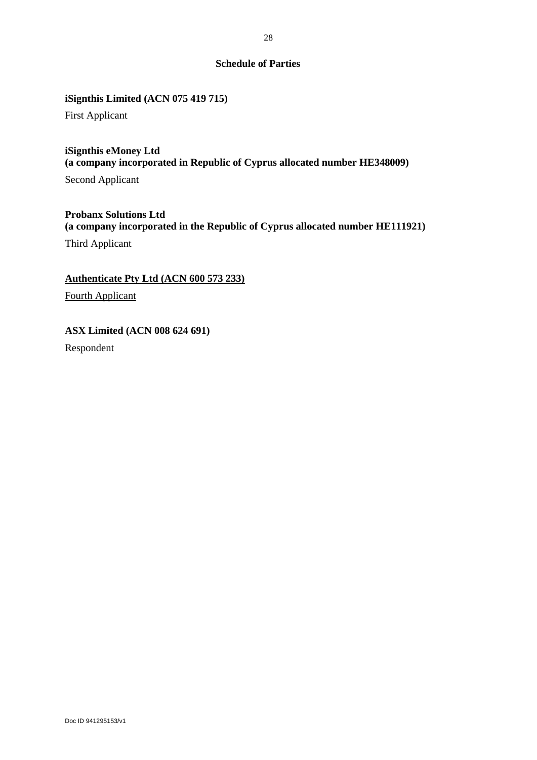**Schedule of Parties**

**iSignthis Limited (ACN 075 419 715)**

First Applicant

**iSignthis eMoney Ltd**
**(a company incorporated in Republic of Cyprus allocated number HE348009)**

Second Applicant

**Probanx Solutions Ltd**
**(a company incorporated in the Republic of Cyprus allocated number HE111921)**

Third Applicant

<u>**Authenticate Pty Ltd (ACN 600 573 233)**</u>

<u>Fourth Applicant</u>

**ASX Limited (ACN 008 624 691)**

Respondent

Doc ID 941295153/v1